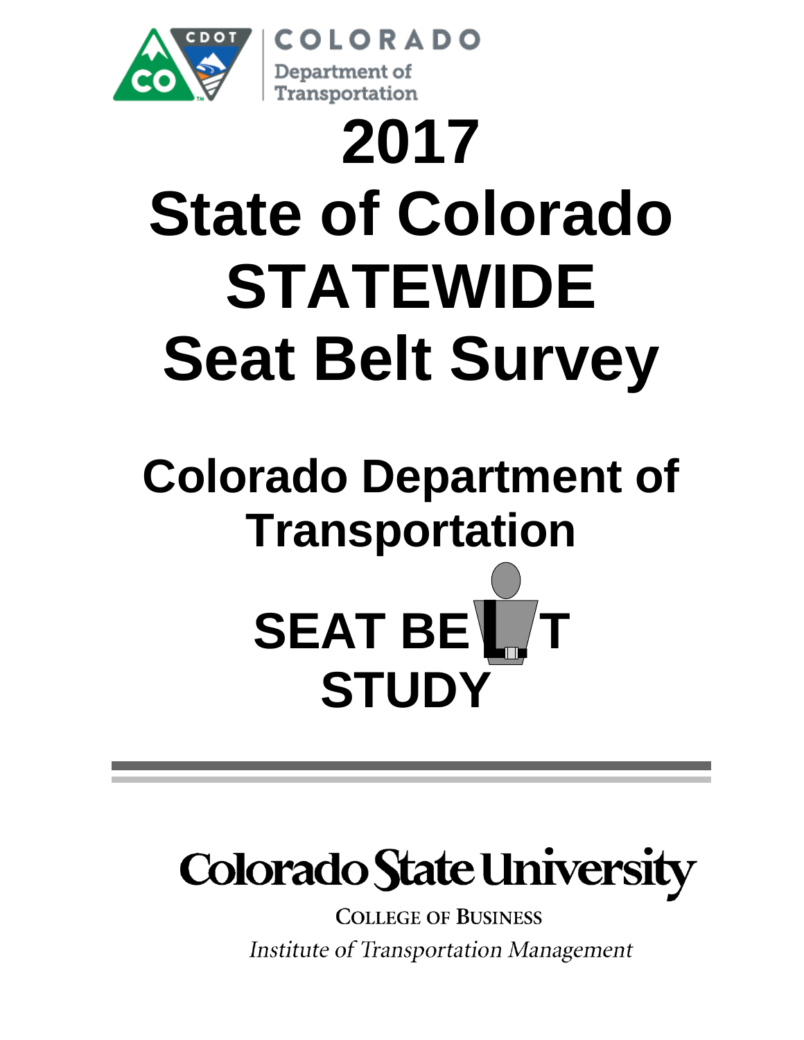COLORADO

Department of Transportation

# 2017 State of Colorado STATEWIDE Seat Belt Survey

## Colorado Department of Transportation

**SEAT BELT STUDY**

---

Colorado State University

COLLEGE OF BUSINESS

*Institute of Transportation Management*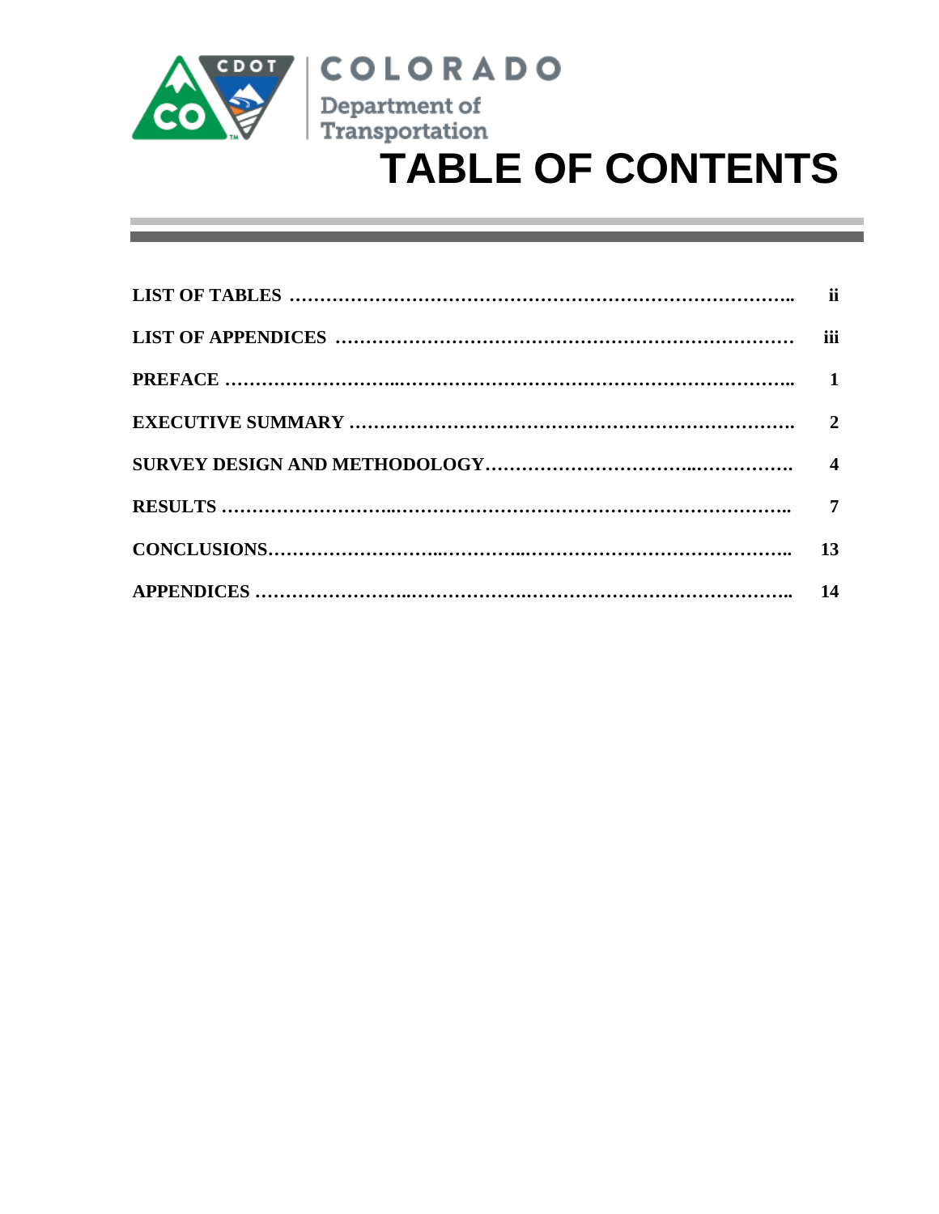COLORADO

Department of Transportation

# TABLE OF CONTENTS

| | |
|---|---|
| **LIST OF TABLES** | **ii** |
| **LIST OF APPENDICES** | **iii** |
| **PREFACE** | **1** |
| **EXECUTIVE SUMMARY** | **2** |
| **SURVEY DESIGN AND METHODOLOGY** | **4** |
| **RESULTS** | **7** |
| **CONCLUSIONS** | **13** |
| **APPENDICES** | **14** |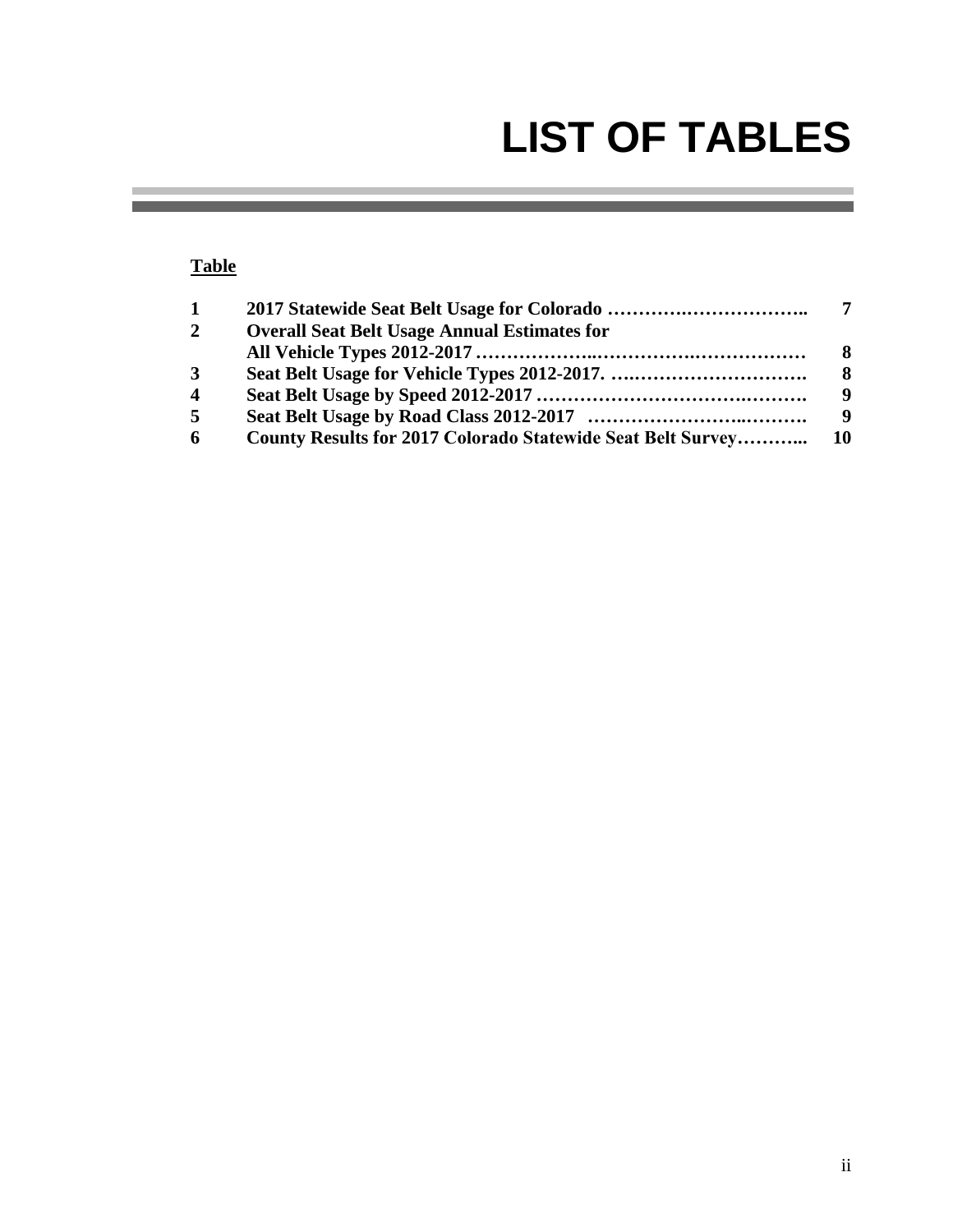# LIST OF TABLES

**Table**

| | | |
|---|---|---|
| **1** | **2017 Statewide Seat Belt Usage for Colorado …………..………………..** | **7** |
| **2** | **Overall Seat Belt Usage Annual Estimates for All Vehicle Types 2012-2017 ………………..…………….………………** | **8** |
| **3** | **Seat Belt Usage for Vehicle Types 2012-2017. …..……………………….** | **8** |
| **4** | **Seat Belt Usage by Speed 2012-2017 ……………………………….……….** | **9** |
| **5** | **Seat Belt Usage by Road Class 2012-2017 ……………………..……….** | **9** |
| **6** | **County Results for 2017 Colorado Statewide Seat Belt Survey………..** | **10** |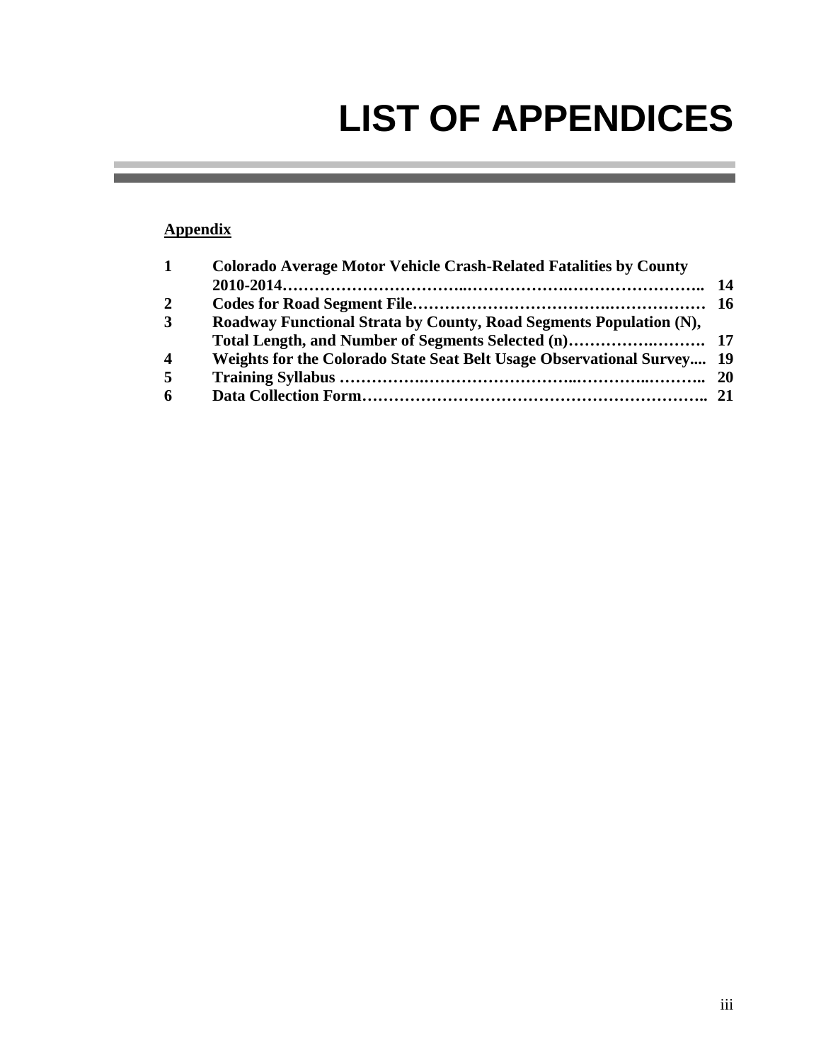# LIST OF APPENDICES

**Appendix**

| | | |
|---|---|---|
| **1** | **Colorado Average Motor Vehicle Crash-Related Fatalities by County 2010-2014** | **14** |
| **2** | **Codes for Road Segment File** | **16** |
| **3** | **Roadway Functional Strata by County, Road Segments Population (N), Total Length, and Number of Segments Selected (n)** | **17** |
| **4** | **Weights for the Colorado State Seat Belt Usage Observational Survey** | **19** |
| **5** | **Training Syllabus** | **20** |
| **6** | **Data Collection Form** | **21** |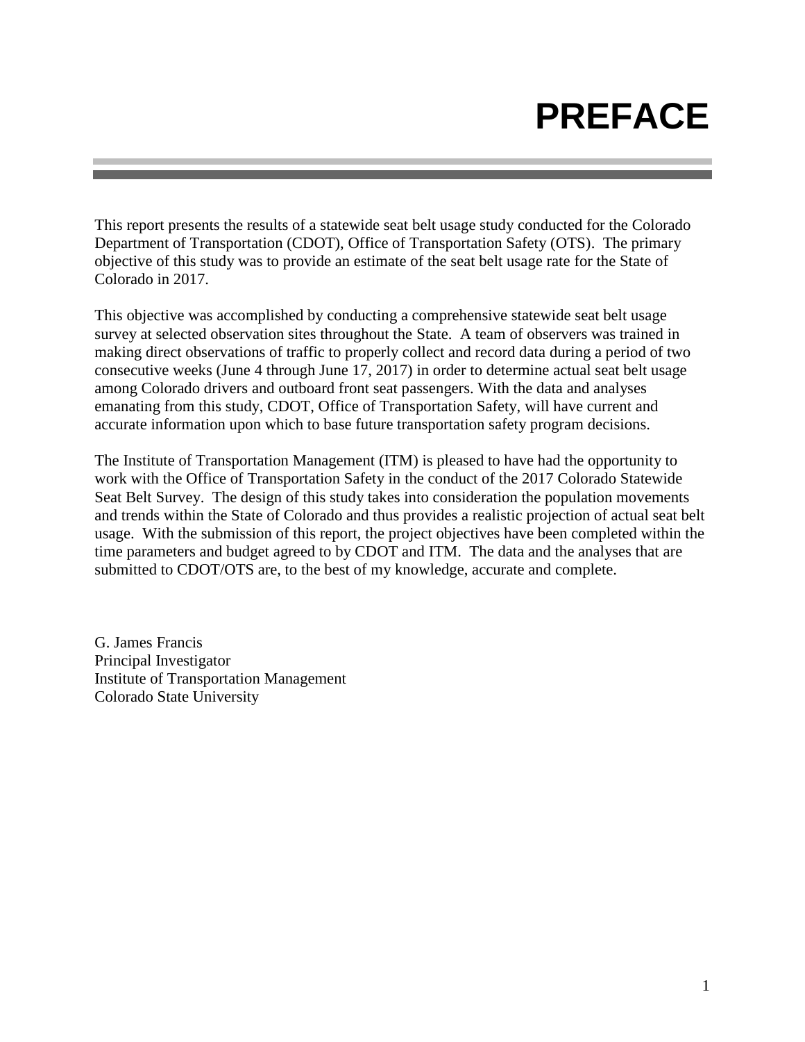# PREFACE

This report presents the results of a statewide seat belt usage study conducted for the Colorado Department of Transportation (CDOT), Office of Transportation Safety (OTS). The primary objective of this study was to provide an estimate of the seat belt usage rate for the State of Colorado in 2017.

This objective was accomplished by conducting a comprehensive statewide seat belt usage survey at selected observation sites throughout the State. A team of observers was trained in making direct observations of traffic to properly collect and record data during a period of two consecutive weeks (June 4 through June 17, 2017) in order to determine actual seat belt usage among Colorado drivers and outboard front seat passengers. With the data and analyses emanating from this study, CDOT, Office of Transportation Safety, will have current and accurate information upon which to base future transportation safety program decisions.

The Institute of Transportation Management (ITM) is pleased to have had the opportunity to work with the Office of Transportation Safety in the conduct of the 2017 Colorado Statewide Seat Belt Survey. The design of this study takes into consideration the population movements and trends within the State of Colorado and thus provides a realistic projection of actual seat belt usage. With the submission of this report, the project objectives have been completed within the time parameters and budget agreed to by CDOT and ITM. The data and the analyses that are submitted to CDOT/OTS are, to the best of my knowledge, accurate and complete.

G. James Francis
Principal Investigator
Institute of Transportation Management
Colorado State University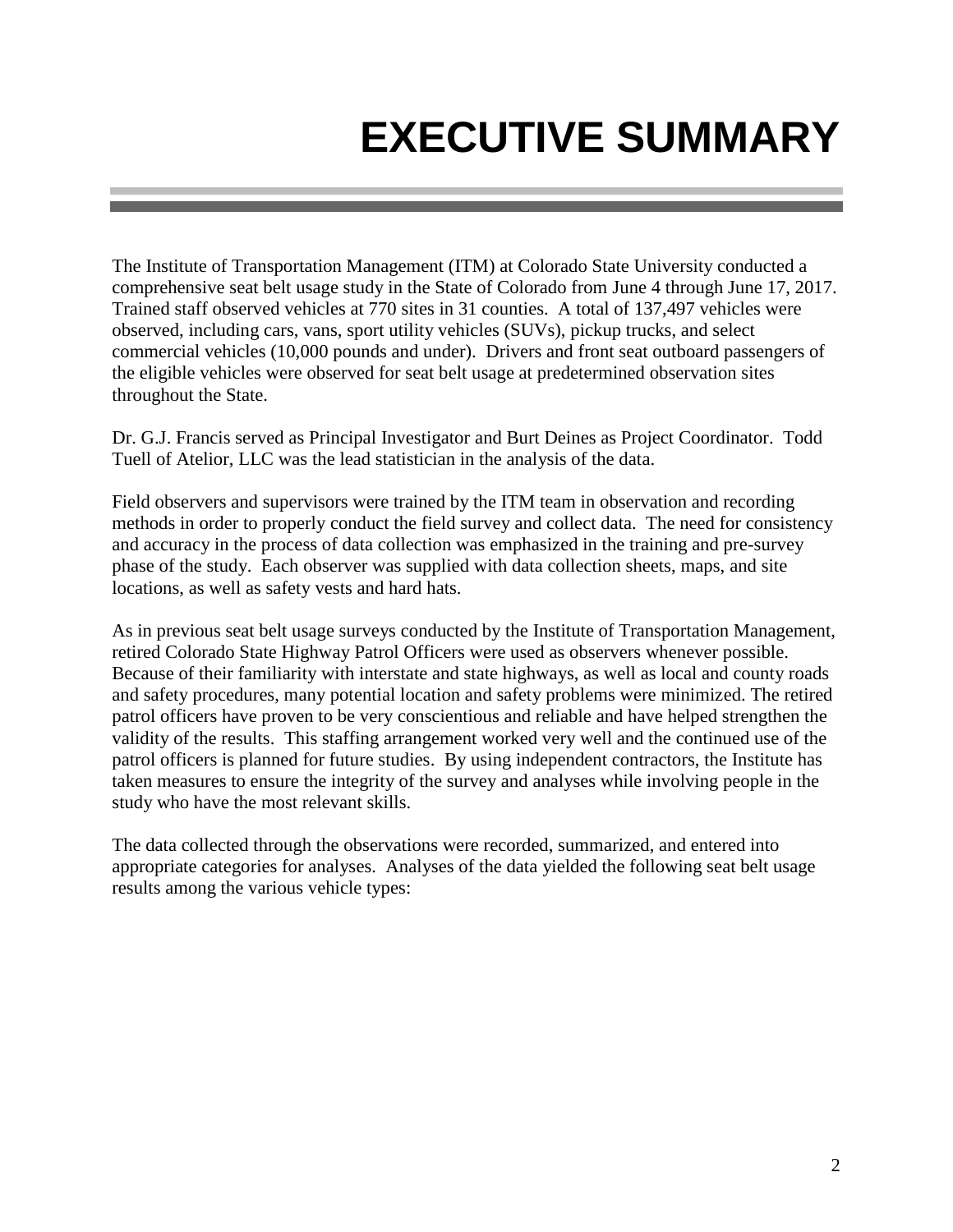# EXECUTIVE SUMMARY

The Institute of Transportation Management (ITM) at Colorado State University conducted a comprehensive seat belt usage study in the State of Colorado from June 4 through June 17, 2017. Trained staff observed vehicles at 770 sites in 31 counties. A total of 137,497 vehicles were observed, including cars, vans, sport utility vehicles (SUVs), pickup trucks, and select commercial vehicles (10,000 pounds and under). Drivers and front seat outboard passengers of the eligible vehicles were observed for seat belt usage at predetermined observation sites throughout the State.

Dr. G.J. Francis served as Principal Investigator and Burt Deines as Project Coordinator. Todd Tuell of Atelior, LLC was the lead statistician in the analysis of the data.

Field observers and supervisors were trained by the ITM team in observation and recording methods in order to properly conduct the field survey and collect data. The need for consistency and accuracy in the process of data collection was emphasized in the training and pre-survey phase of the study. Each observer was supplied with data collection sheets, maps, and site locations, as well as safety vests and hard hats.

As in previous seat belt usage surveys conducted by the Institute of Transportation Management, retired Colorado State Highway Patrol Officers were used as observers whenever possible. Because of their familiarity with interstate and state highways, as well as local and county roads and safety procedures, many potential location and safety problems were minimized. The retired patrol officers have proven to be very conscientious and reliable and have helped strengthen the validity of the results. This staffing arrangement worked very well and the continued use of the patrol officers is planned for future studies. By using independent contractors, the Institute has taken measures to ensure the integrity of the survey and analyses while involving people in the study who have the most relevant skills.

The data collected through the observations were recorded, summarized, and entered into appropriate categories for analyses. Analyses of the data yielded the following seat belt usage results among the various vehicle types: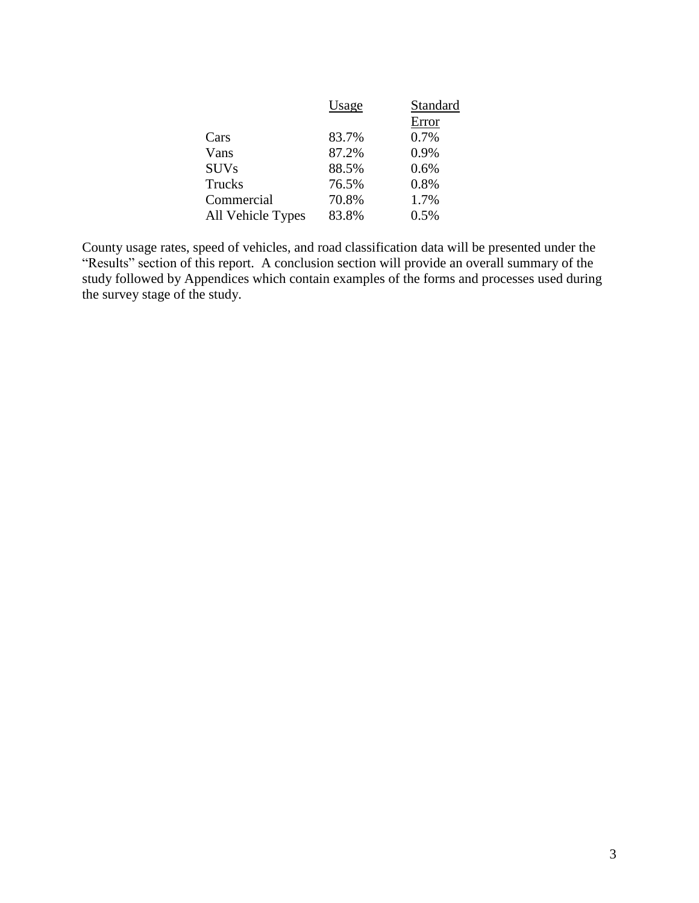|  | Usage | Standard Error |
|---|---|---|
| Cars | 83.7% | 0.7% |
| Vans | 87.2% | 0.9% |
| SUVs | 88.5% | 0.6% |
| Trucks | 76.5% | 0.8% |
| Commercial | 70.8% | 1.7% |
| All Vehicle Types | 83.8% | 0.5% |

County usage rates, speed of vehicles, and road classification data will be presented under the "Results" section of this report. A conclusion section will provide an overall summary of the study followed by Appendices which contain examples of the forms and processes used during the survey stage of the study.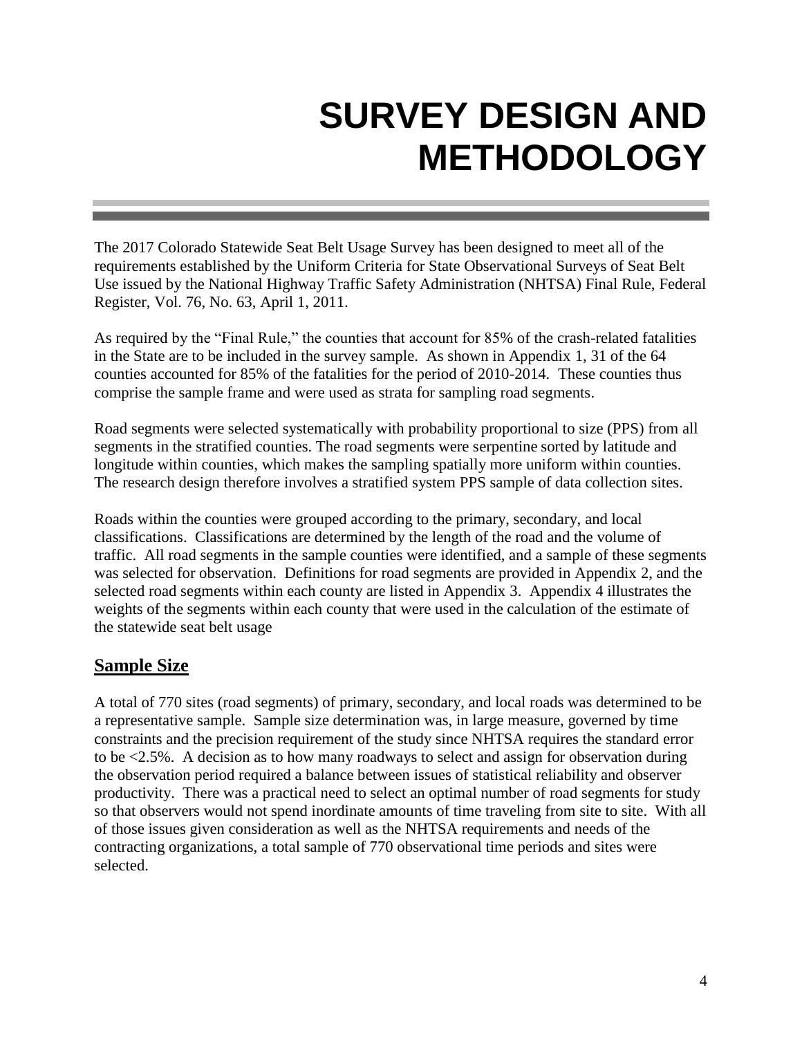# SURVEY DESIGN AND METHODOLOGY

The 2017 Colorado Statewide Seat Belt Usage Survey has been designed to meet all of the requirements established by the Uniform Criteria for State Observational Surveys of Seat Belt Use issued by the National Highway Traffic Safety Administration (NHTSA) Final Rule, Federal Register, Vol. 76, No. 63, April 1, 2011.

As required by the "Final Rule," the counties that account for 85% of the crash-related fatalities in the State are to be included in the survey sample. As shown in Appendix 1, 31 of the 64 counties accounted for 85% of the fatalities for the period of 2010-2014. These counties thus comprise the sample frame and were used as strata for sampling road segments.

Road segments were selected systematically with probability proportional to size (PPS) from all segments in the stratified counties. The road segments were serpentine sorted by latitude and longitude within counties, which makes the sampling spatially more uniform within counties. The research design therefore involves a stratified system PPS sample of data collection sites.

Roads within the counties were grouped according to the primary, secondary, and local classifications. Classifications are determined by the length of the road and the volume of traffic. All road segments in the sample counties were identified, and a sample of these segments was selected for observation. Definitions for road segments are provided in Appendix 2, and the selected road segments within each county are listed in Appendix 3. Appendix 4 illustrates the weights of the segments within each county that were used in the calculation of the estimate of the statewide seat belt usage

## Sample Size

A total of 770 sites (road segments) of primary, secondary, and local roads was determined to be a representative sample. Sample size determination was, in large measure, governed by time constraints and the precision requirement of the study since NHTSA requires the standard error to be <2.5%. A decision as to how many roadways to select and assign for observation during the observation period required a balance between issues of statistical reliability and observer productivity. There was a practical need to select an optimal number of road segments for study so that observers would not spend inordinate amounts of time traveling from site to site. With all of those issues given consideration as well as the NHTSA requirements and needs of the contracting organizations, a total sample of 770 observational time periods and sites were selected.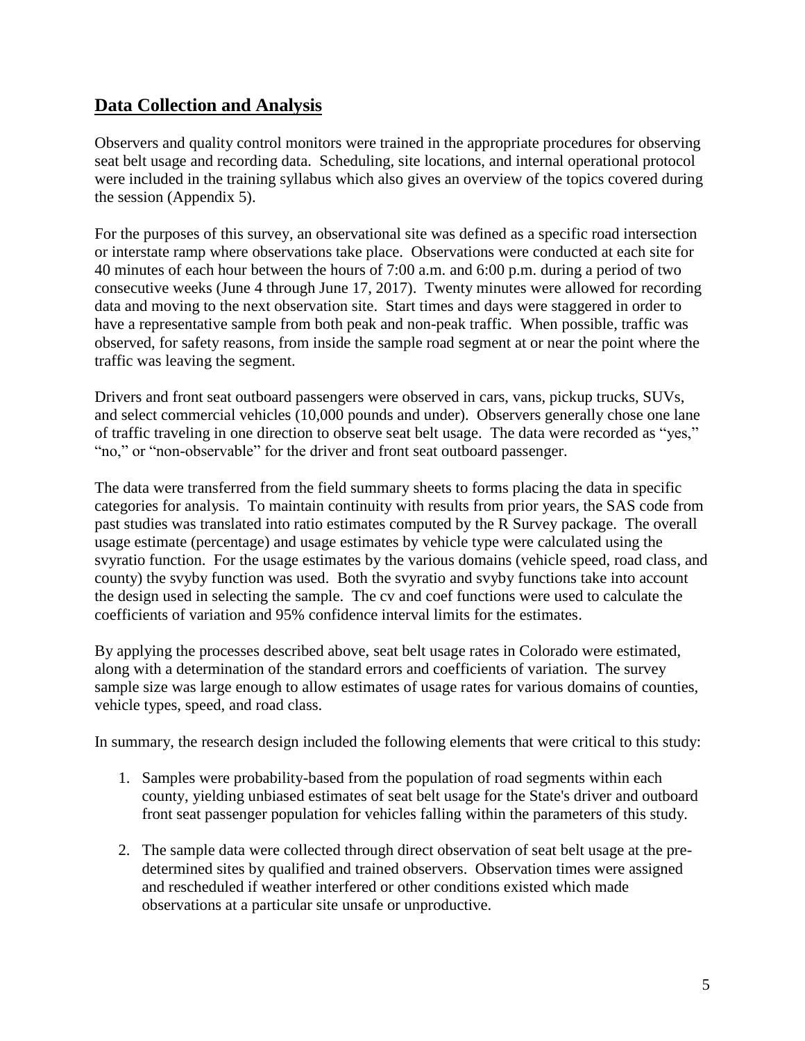## Data Collection and Analysis

Observers and quality control monitors were trained in the appropriate procedures for observing seat belt usage and recording data. Scheduling, site locations, and internal operational protocol were included in the training syllabus which also gives an overview of the topics covered during the session (Appendix 5).

For the purposes of this survey, an observational site was defined as a specific road intersection or interstate ramp where observations take place. Observations were conducted at each site for 40 minutes of each hour between the hours of 7:00 a.m. and 6:00 p.m. during a period of two consecutive weeks (June 4 through June 17, 2017). Twenty minutes were allowed for recording data and moving to the next observation site. Start times and days were staggered in order to have a representative sample from both peak and non-peak traffic. When possible, traffic was observed, for safety reasons, from inside the sample road segment at or near the point where the traffic was leaving the segment.

Drivers and front seat outboard passengers were observed in cars, vans, pickup trucks, SUVs, and select commercial vehicles (10,000 pounds and under). Observers generally chose one lane of traffic traveling in one direction to observe seat belt usage. The data were recorded as "yes," "no," or "non-observable" for the driver and front seat outboard passenger.

The data were transferred from the field summary sheets to forms placing the data in specific categories for analysis. To maintain continuity with results from prior years, the SAS code from past studies was translated into ratio estimates computed by the R Survey package. The overall usage estimate (percentage) and usage estimates by vehicle type were calculated using the svyratio function. For the usage estimates by the various domains (vehicle speed, road class, and county) the svyby function was used. Both the svyratio and svyby functions take into account the design used in selecting the sample. The cv and coef functions were used to calculate the coefficients of variation and 95% confidence interval limits for the estimates.

By applying the processes described above, seat belt usage rates in Colorado were estimated, along with a determination of the standard errors and coefficients of variation. The survey sample size was large enough to allow estimates of usage rates for various domains of counties, vehicle types, speed, and road class.

In summary, the research design included the following elements that were critical to this study:

1. Samples were probability-based from the population of road segments within each county, yielding unbiased estimates of seat belt usage for the State's driver and outboard front seat passenger population for vehicles falling within the parameters of this study.

2. The sample data were collected through direct observation of seat belt usage at the pre-determined sites by qualified and trained observers. Observation times were assigned and rescheduled if weather interfered or other conditions existed which made observations at a particular site unsafe or unproductive.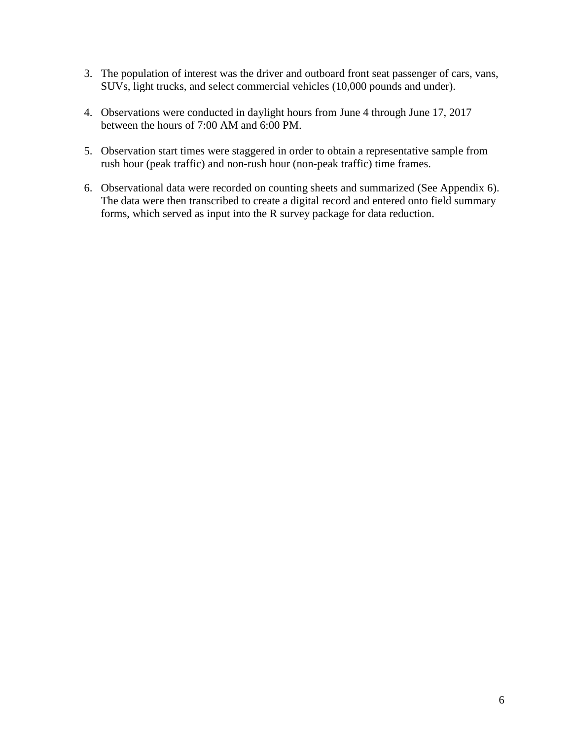3. The population of interest was the driver and outboard front seat passenger of cars, vans, SUVs, light trucks, and select commercial vehicles (10,000 pounds and under).

4. Observations were conducted in daylight hours from June 4 through June 17, 2017 between the hours of 7:00 AM and 6:00 PM.

5. Observation start times were staggered in order to obtain a representative sample from rush hour (peak traffic) and non-rush hour (non-peak traffic) time frames.

6. Observational data were recorded on counting sheets and summarized (See Appendix 6). The data were then transcribed to create a digital record and entered onto field summary forms, which served as input into the R survey package for data reduction.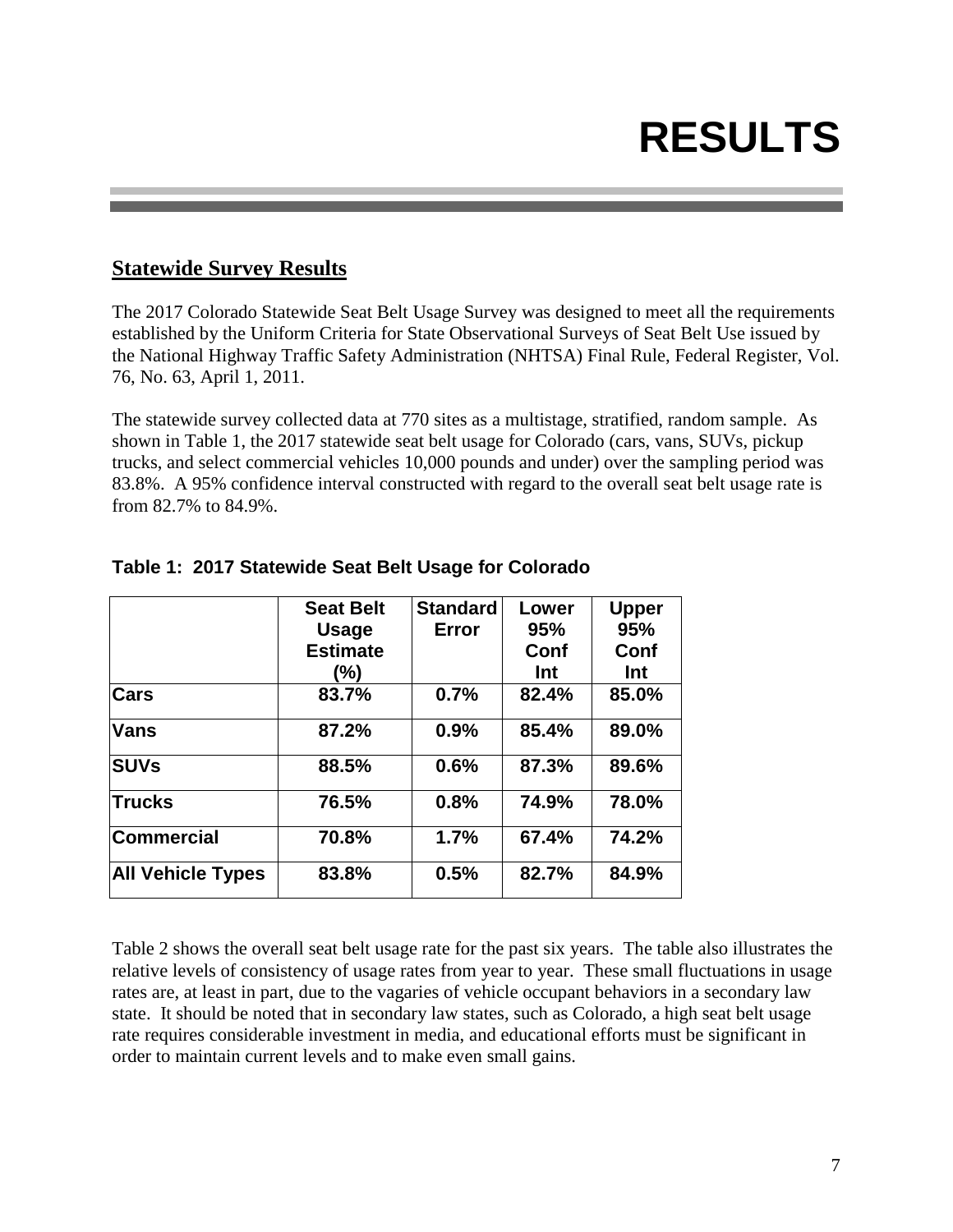# RESULTS

## Statewide Survey Results

The 2017 Colorado Statewide Seat Belt Usage Survey was designed to meet all the requirements established by the Uniform Criteria for State Observational Surveys of Seat Belt Use issued by the National Highway Traffic Safety Administration (NHTSA) Final Rule, Federal Register, Vol. 76, No. 63, April 1, 2011.

The statewide survey collected data at 770 sites as a multistage, stratified, random sample. As shown in Table 1, the 2017 statewide seat belt usage for Colorado (cars, vans, SUVs, pickup trucks, and select commercial vehicles 10,000 pounds and under) over the sampling period was 83.8%. A 95% confidence interval constructed with regard to the overall seat belt usage rate is from 82.7% to 84.9%.

**Table 1: 2017 Statewide Seat Belt Usage for Colorado**

| | Seat Belt Usage Estimate (%) | Standard Error | Lower 95% Conf Int | Upper 95% Conf Int |
|---|---|---|---|---|
| **Cars** | 83.7% | 0.7% | 82.4% | 85.0% |
| **Vans** | 87.2% | 0.9% | 85.4% | 89.0% |
| **SUVs** | 88.5% | 0.6% | 87.3% | 89.6% |
| **Trucks** | 76.5% | 0.8% | 74.9% | 78.0% |
| **Commercial** | 70.8% | 1.7% | 67.4% | 74.2% |
| **All Vehicle Types** | 83.8% | 0.5% | 82.7% | 84.9% |

Table 2 shows the overall seat belt usage rate for the past six years. The table also illustrates the relative levels of consistency of usage rates from year to year. These small fluctuations in usage rates are, at least in part, due to the vagaries of vehicle occupant behaviors in a secondary law state. It should be noted that in secondary law states, such as Colorado, a high seat belt usage rate requires considerable investment in media, and educational efforts must be significant in order to maintain current levels and to make even small gains.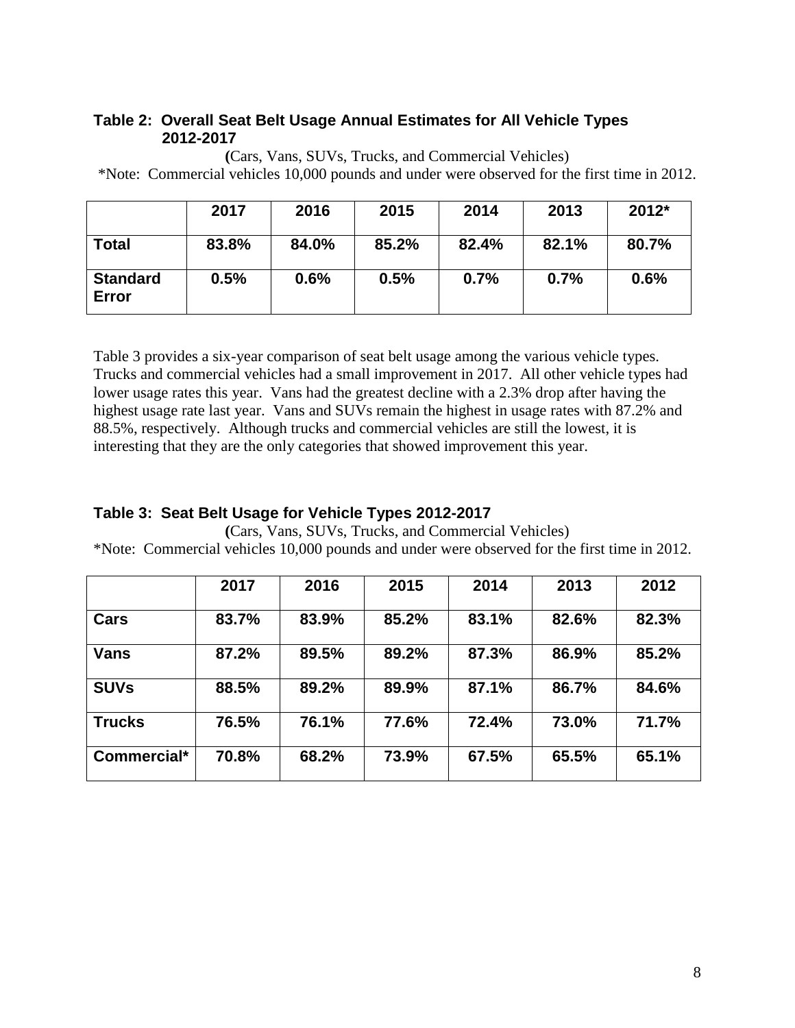### Table 2: Overall Seat Belt Usage Annual Estimates for All Vehicle Types 2012-2017

(Cars, Vans, SUVs, Trucks, and Commercial Vehicles)

*Note: Commercial vehicles 10,000 pounds and under were observed for the first time in 2012.

| | 2017 | 2016 | 2015 | 2014 | 2013 | 2012* |
|---|---|---|---|---|---|---|
| **Total** | **83.8%** | **84.0%** | **85.2%** | **82.4%** | **82.1%** | **80.7%** |
| **Standard Error** | **0.5%** | **0.6%** | **0.5%** | **0.7%** | **0.7%** | **0.6%** |

Table 3 provides a six-year comparison of seat belt usage among the various vehicle types. Trucks and commercial vehicles had a small improvement in 2017. All other vehicle types had lower usage rates this year. Vans had the greatest decline with a 2.3% drop after having the highest usage rate last year. Vans and SUVs remain the highest in usage rates with 87.2% and 88.5%, respectively. Although trucks and commercial vehicles are still the lowest, it is interesting that they are the only categories that showed improvement this year.

### Table 3: Seat Belt Usage for Vehicle Types 2012-2017

(Cars, Vans, SUVs, Trucks, and Commercial Vehicles)

*Note: Commercial vehicles 10,000 pounds and under were observed for the first time in 2012.

| | 2017 | 2016 | 2015 | 2014 | 2013 | 2012 |
|---|---|---|---|---|---|---|
| **Cars** | **83.7%** | **83.9%** | **85.2%** | **83.1%** | **82.6%** | **82.3%** |
| **Vans** | **87.2%** | **89.5%** | **89.2%** | **87.3%** | **86.9%** | **85.2%** |
| **SUVs** | **88.5%** | **89.2%** | **89.9%** | **87.1%** | **86.7%** | **84.6%** |
| **Trucks** | **76.5%** | **76.1%** | **77.6%** | **72.4%** | **73.0%** | **71.7%** |
| **Commercial*** | **70.8%** | **68.2%** | **73.9%** | **67.5%** | **65.5%** | **65.1%** |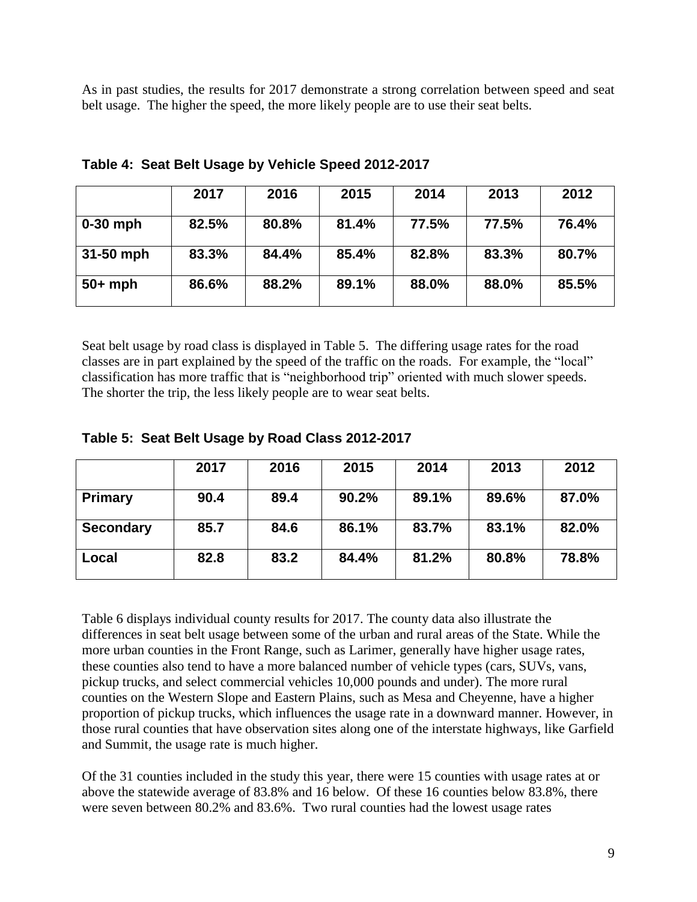As in past studies, the results for 2017 demonstrate a strong correlation between speed and seat belt usage. The higher the speed, the more likely people are to use their seat belts.

**Table 4: Seat Belt Usage by Vehicle Speed 2012-2017**

| | 2017 | 2016 | 2015 | 2014 | 2013 | 2012 |
|---|---|---|---|---|---|---|
| **0-30 mph** | 82.5% | 80.8% | 81.4% | 77.5% | 77.5% | 76.4% |
| **31-50 mph** | 83.3% | 84.4% | 85.4% | 82.8% | 83.3% | 80.7% |
| **50+ mph** | 86.6% | 88.2% | 89.1% | 88.0% | 88.0% | 85.5% |

Seat belt usage by road class is displayed in Table 5. The differing usage rates for the road classes are in part explained by the speed of the traffic on the roads. For example, the "local" classification has more traffic that is "neighborhood trip" oriented with much slower speeds. The shorter the trip, the less likely people are to wear seat belts.

**Table 5: Seat Belt Usage by Road Class 2012-2017**

| | 2017 | 2016 | 2015 | 2014 | 2013 | 2012 |
|---|---|---|---|---|---|---|
| **Primary** | 90.4 | 89.4 | 90.2% | 89.1% | 89.6% | 87.0% |
| **Secondary** | 85.7 | 84.6 | 86.1% | 83.7% | 83.1% | 82.0% |
| **Local** | 82.8 | 83.2 | 84.4% | 81.2% | 80.8% | 78.8% |

Table 6 displays individual county results for 2017. The county data also illustrate the differences in seat belt usage between some of the urban and rural areas of the State. While the more urban counties in the Front Range, such as Larimer, generally have higher usage rates, these counties also tend to have a more balanced number of vehicle types (cars, SUVs, vans, pickup trucks, and select commercial vehicles 10,000 pounds and under). The more rural counties on the Western Slope and Eastern Plains, such as Mesa and Cheyenne, have a higher proportion of pickup trucks, which influences the usage rate in a downward manner. However, in those rural counties that have observation sites along one of the interstate highways, like Garfield and Summit, the usage rate is much higher.

Of the 31 counties included in the study this year, there were 15 counties with usage rates at or above the statewide average of 83.8% and 16 below. Of these 16 counties below 83.8%, there were seven between 80.2% and 83.6%. Two rural counties had the lowest usage rates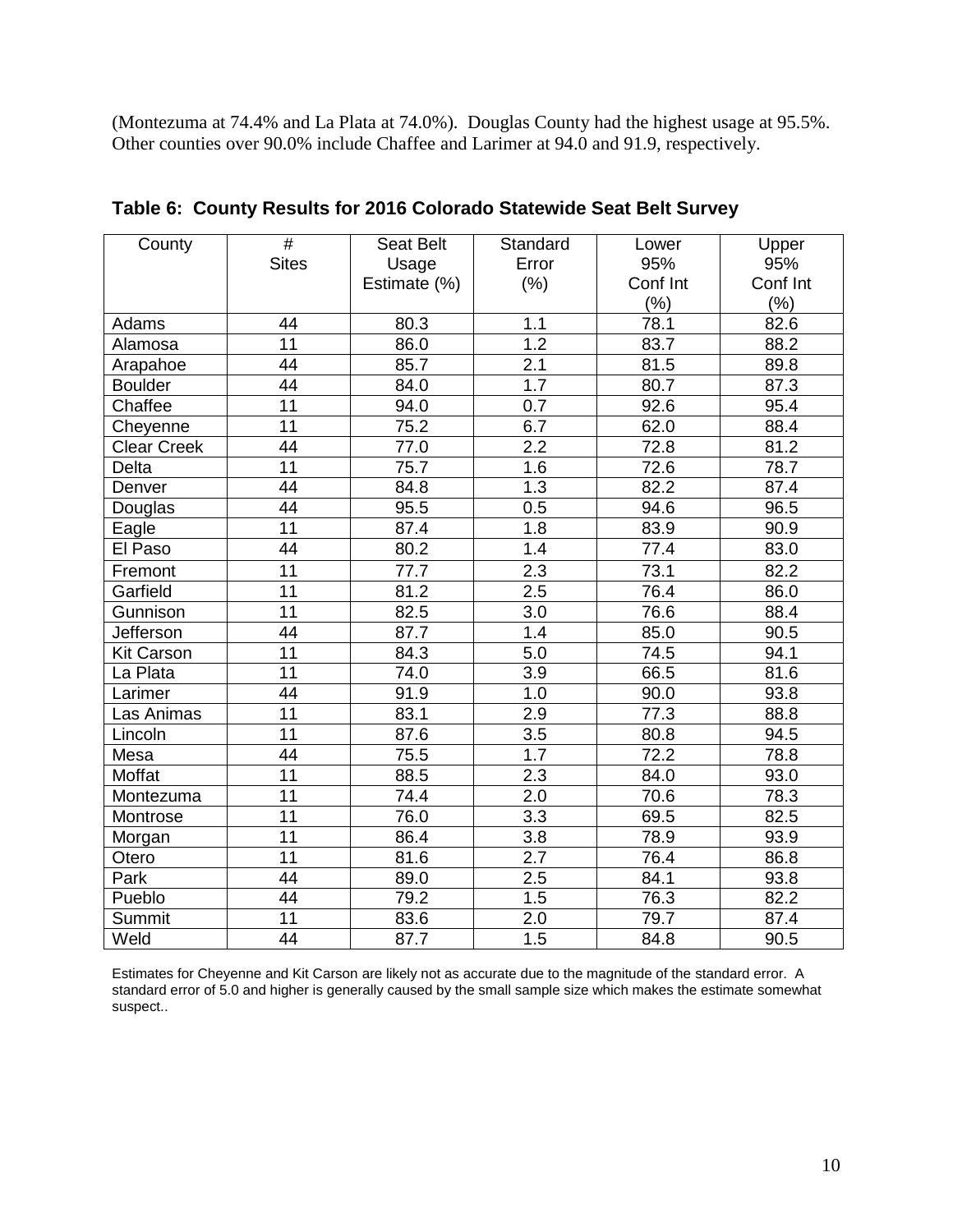(Montezuma at 74.4% and La Plata at 74.0%). Douglas County had the highest usage at 95.5%. Other counties over 90.0% include Chaffee and Larimer at 94.0 and 91.9, respectively.

**Table 6: County Results for 2016 Colorado Statewide Seat Belt Survey**

| County | # Sites | Seat Belt Usage Estimate (%) | Standard Error (%) | Lower 95% Conf Int (%) | Upper 95% Conf Int (%) |
|---|---|---|---|---|---|
| Adams | 44 | 80.3 | 1.1 | 78.1 | 82.6 |
| Alamosa | 11 | 86.0 | 1.2 | 83.7 | 88.2 |
| Arapahoe | 44 | 85.7 | 2.1 | 81.5 | 89.8 |
| Boulder | 44 | 84.0 | 1.7 | 80.7 | 87.3 |
| Chaffee | 11 | 94.0 | 0.7 | 92.6 | 95.4 |
| Cheyenne | 11 | 75.2 | 6.7 | 62.0 | 88.4 |
| Clear Creek | 44 | 77.0 | 2.2 | 72.8 | 81.2 |
| Delta | 11 | 75.7 | 1.6 | 72.6 | 78.7 |
| Denver | 44 | 84.8 | 1.3 | 82.2 | 87.4 |
| Douglas | 44 | 95.5 | 0.5 | 94.6 | 96.5 |
| Eagle | 11 | 87.4 | 1.8 | 83.9 | 90.9 |
| El Paso | 44 | 80.2 | 1.4 | 77.4 | 83.0 |
| Fremont | 11 | 77.7 | 2.3 | 73.1 | 82.2 |
| Garfield | 11 | 81.2 | 2.5 | 76.4 | 86.0 |
| Gunnison | 11 | 82.5 | 3.0 | 76.6 | 88.4 |
| Jefferson | 44 | 87.7 | 1.4 | 85.0 | 90.5 |
| Kit Carson | 11 | 84.3 | 5.0 | 74.5 | 94.1 |
| La Plata | 11 | 74.0 | 3.9 | 66.5 | 81.6 |
| Larimer | 44 | 91.9 | 1.0 | 90.0 | 93.8 |
| Las Animas | 11 | 83.1 | 2.9 | 77.3 | 88.8 |
| Lincoln | 11 | 87.6 | 3.5 | 80.8 | 94.5 |
| Mesa | 44 | 75.5 | 1.7 | 72.2 | 78.8 |
| Moffat | 11 | 88.5 | 2.3 | 84.0 | 93.0 |
| Montezuma | 11 | 74.4 | 2.0 | 70.6 | 78.3 |
| Montrose | 11 | 76.0 | 3.3 | 69.5 | 82.5 |
| Morgan | 11 | 86.4 | 3.8 | 78.9 | 93.9 |
| Otero | 11 | 81.6 | 2.7 | 76.4 | 86.8 |
| Park | 44 | 89.0 | 2.5 | 84.1 | 93.8 |
| Pueblo | 44 | 79.2 | 1.5 | 76.3 | 82.2 |
| Summit | 11 | 83.6 | 2.0 | 79.7 | 87.4 |
| Weld | 44 | 87.7 | 1.5 | 84.8 | 90.5 |

Estimates for Cheyenne and Kit Carson are likely not as accurate due to the magnitude of the standard error. A standard error of 5.0 and higher is generally caused by the small sample size which makes the estimate somewhat suspect..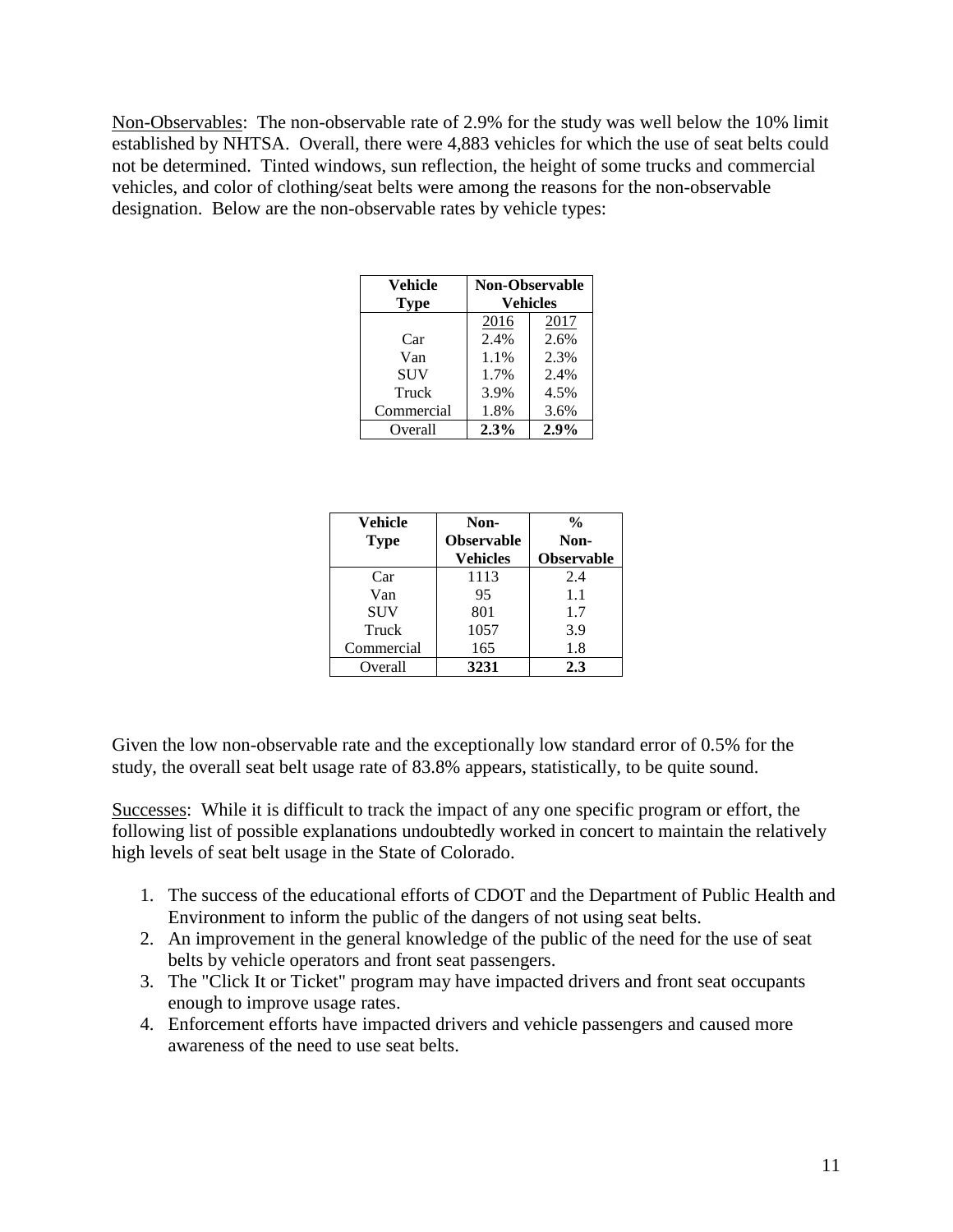Non-Observables: The non-observable rate of 2.9% for the study was well below the 10% limit established by NHTSA. Overall, there were 4,883 vehicles for which the use of seat belts could not be determined. Tinted windows, sun reflection, the height of some trucks and commercial vehicles, and color of clothing/seat belts were among the reasons for the non-observable designation. Below are the non-observable rates by vehicle types:

| Vehicle Type | Non-Observable Vehicles | |
|---|---|---|
| | 2016 | 2017 |
| Car | 2.4% | 2.6% |
| Van | 1.1% | 2.3% |
| SUV | 1.7% | 2.4% |
| Truck | 3.9% | 4.5% |
| Commercial | 1.8% | 3.6% |
| Overall | **2.3%** | **2.9%** |

| Vehicle Type | Non-Observable Vehicles | % Non-Observable |
|---|---|---|
| Car | 1113 | 2.4 |
| Van | 95 | 1.1 |
| SUV | 801 | 1.7 |
| Truck | 1057 | 3.9 |
| Commercial | 165 | 1.8 |
| Overall | **3231** | **2.3** |

Given the low non-observable rate and the exceptionally low standard error of 0.5% for the study, the overall seat belt usage rate of 83.8% appears, statistically, to be quite sound.

Successes: While it is difficult to track the impact of any one specific program or effort, the following list of possible explanations undoubtedly worked in concert to maintain the relatively high levels of seat belt usage in the State of Colorado.

1. The success of the educational efforts of CDOT and the Department of Public Health and Environment to inform the public of the dangers of not using seat belts.
2. An improvement in the general knowledge of the public of the need for the use of seat belts by vehicle operators and front seat passengers.
3. The "Click It or Ticket" program may have impacted drivers and front seat occupants enough to improve usage rates.
4. Enforcement efforts have impacted drivers and vehicle passengers and caused more awareness of the need to use seat belts.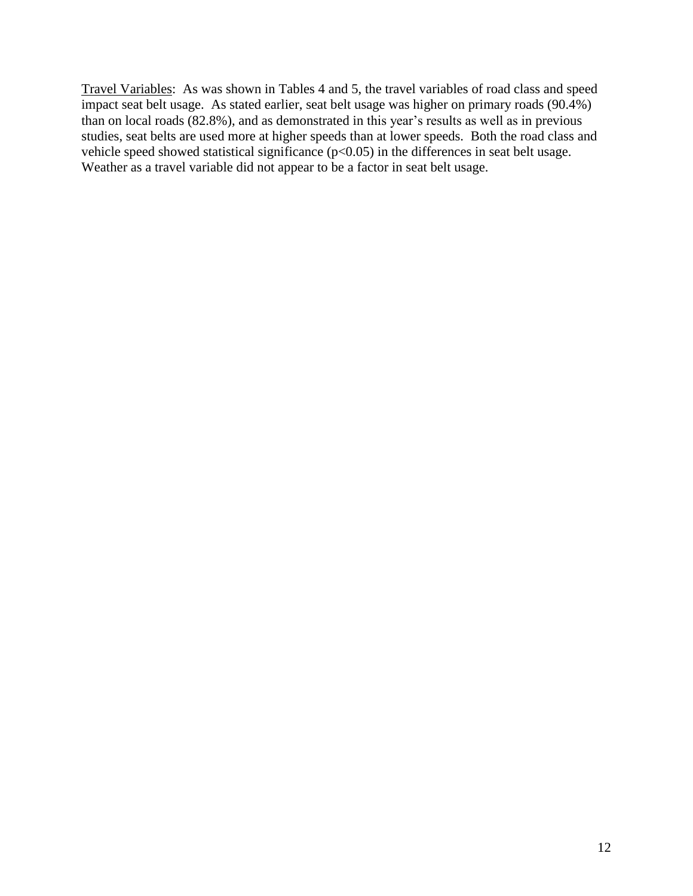<u>Travel Variables</u>: As was shown in Tables 4 and 5, the travel variables of road class and speed impact seat belt usage. As stated earlier, seat belt usage was higher on primary roads (90.4%) than on local roads (82.8%), and as demonstrated in this year's results as well as in previous studies, seat belts are used more at higher speeds than at lower speeds. Both the road class and vehicle speed showed statistical significance ($p<0.05$) in the differences in seat belt usage. Weather as a travel variable did not appear to be a factor in seat belt usage.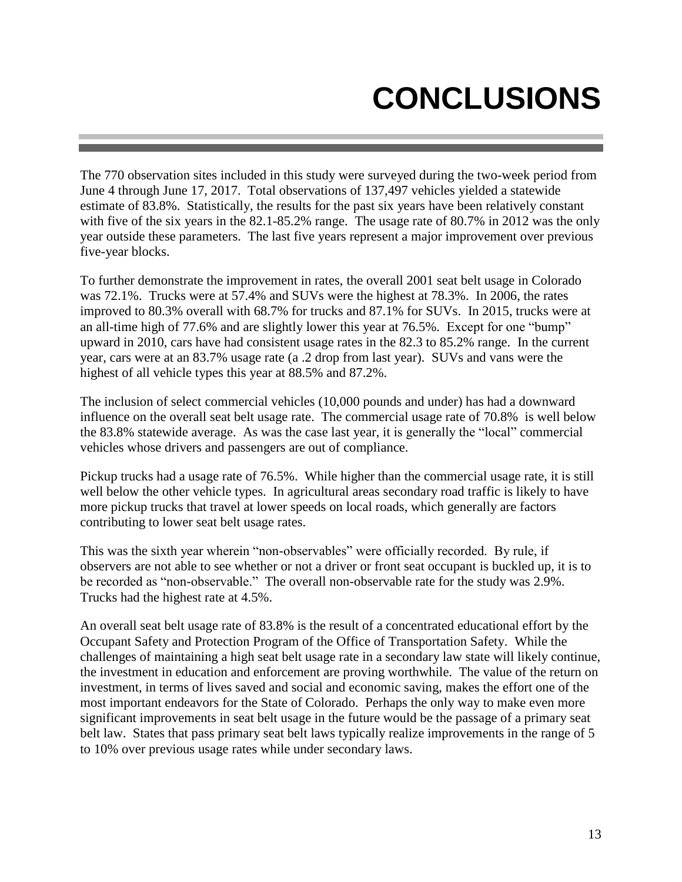# CONCLUSIONS

The 770 observation sites included in this study were surveyed during the two-week period from June 4 through June 17, 2017. Total observations of 137,497 vehicles yielded a statewide estimate of 83.8%. Statistically, the results for the past six years have been relatively constant with five of the six years in the 82.1-85.2% range. The usage rate of 80.7% in 2012 was the only year outside these parameters. The last five years represent a major improvement over previous five-year blocks.

To further demonstrate the improvement in rates, the overall 2001 seat belt usage in Colorado was 72.1%. Trucks were at 57.4% and SUVs were the highest at 78.3%. In 2006, the rates improved to 80.3% overall with 68.7% for trucks and 87.1% for SUVs. In 2015, trucks were at an all-time high of 77.6% and are slightly lower this year at 76.5%. Except for one "bump" upward in 2010, cars have had consistent usage rates in the 82.3 to 85.2% range. In the current year, cars were at an 83.7% usage rate (a .2 drop from last year). SUVs and vans were the highest of all vehicle types this year at 88.5% and 87.2%.

The inclusion of select commercial vehicles (10,000 pounds and under) has had a downward influence on the overall seat belt usage rate. The commercial usage rate of 70.8% is well below the 83.8% statewide average. As was the case last year, it is generally the "local" commercial vehicles whose drivers and passengers are out of compliance.

Pickup trucks had a usage rate of 76.5%. While higher than the commercial usage rate, it is still well below the other vehicle types. In agricultural areas secondary road traffic is likely to have more pickup trucks that travel at lower speeds on local roads, which generally are factors contributing to lower seat belt usage rates.

This was the sixth year wherein "non-observables" were officially recorded. By rule, if observers are not able to see whether or not a driver or front seat occupant is buckled up, it is to be recorded as "non-observable." The overall non-observable rate for the study was 2.9%. Trucks had the highest rate at 4.5%.

An overall seat belt usage rate of 83.8% is the result of a concentrated educational effort by the Occupant Safety and Protection Program of the Office of Transportation Safety. While the challenges of maintaining a high seat belt usage rate in a secondary law state will likely continue, the investment in education and enforcement are proving worthwhile. The value of the return on investment, in terms of lives saved and social and economic saving, makes the effort one of the most important endeavors for the State of Colorado. Perhaps the only way to make even more significant improvements in seat belt usage in the future would be the passage of a primary seat belt law. States that pass primary seat belt laws typically realize improvements in the range of 5 to 10% over previous usage rates while under secondary laws.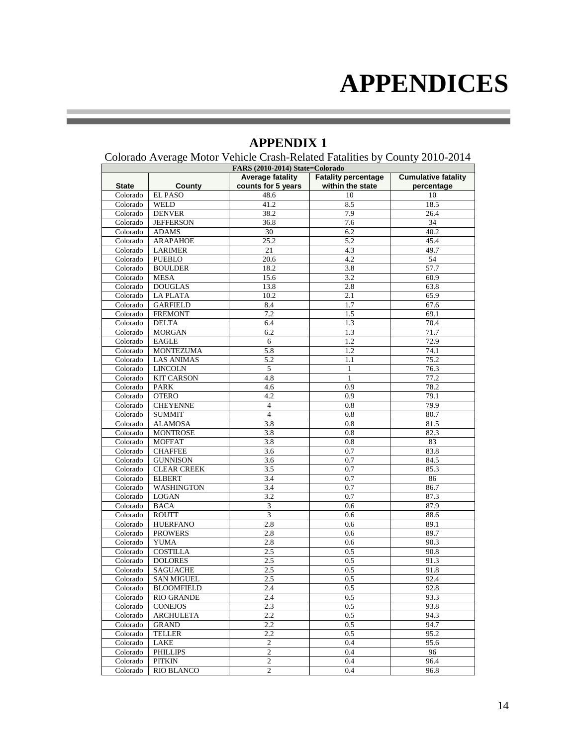# APPENDICES

## APPENDIX 1

Colorado Average Motor Vehicle Crash-Related Fatalities by County 2010-2014

| FARS (2010-2014) State=Colorado | | | | |
|---|---|---|---|---|
| **State** | **County** | **Average fatality counts for 5 years** | **Fatality percentage within the state** | **Cumulative fatality percentage** |
| Colorado | EL PASO | 48.6 | 10 | 10 |
| Colorado | WELD | 41.2 | 8.5 | 18.5 |
| Colorado | DENVER | 38.2 | 7.9 | 26.4 |
| Colorado | JEFFERSON | 36.8 | 7.6 | 34 |
| Colorado | ADAMS | 30 | 6.2 | 40.2 |
| Colorado | ARAPAHOE | 25.2 | 5.2 | 45.4 |
| Colorado | LARIMER | 21 | 4.3 | 49.7 |
| Colorado | PUEBLO | 20.6 | 4.2 | 54 |
| Colorado | BOULDER | 18.2 | 3.8 | 57.7 |
| Colorado | MESA | 15.6 | 3.2 | 60.9 |
| Colorado | DOUGLAS | 13.8 | 2.8 | 63.8 |
| Colorado | LA PLATA | 10.2 | 2.1 | 65.9 |
| Colorado | GARFIELD | 8.4 | 1.7 | 67.6 |
| Colorado | FREMONT | 7.2 | 1.5 | 69.1 |
| Colorado | DELTA | 6.4 | 1.3 | 70.4 |
| Colorado | MORGAN | 6.2 | 1.3 | 71.7 |
| Colorado | EAGLE | 6 | 1.2 | 72.9 |
| Colorado | MONTEZUMA | 5.8 | 1.2 | 74.1 |
| Colorado | LAS ANIMAS | 5.2 | 1.1 | 75.2 |
| Colorado | LINCOLN | 5 | 1 | 76.3 |
| Colorado | KIT CARSON | 4.8 | 1 | 77.2 |
| Colorado | PARK | 4.6 | 0.9 | 78.2 |
| Colorado | OTERO | 4.2 | 0.9 | 79.1 |
| Colorado | CHEYENNE | 4 | 0.8 | 79.9 |
| Colorado | SUMMIT | 4 | 0.8 | 80.7 |
| Colorado | ALAMOSA | 3.8 | 0.8 | 81.5 |
| Colorado | MONTROSE | 3.8 | 0.8 | 82.3 |
| Colorado | MOFFAT | 3.8 | 0.8 | 83 |
| Colorado | CHAFFEE | 3.6 | 0.7 | 83.8 |
| Colorado | GUNNISON | 3.6 | 0.7 | 84.5 |
| Colorado | CLEAR CREEK | 3.5 | 0.7 | 85.3 |
| Colorado | ELBERT | 3.4 | 0.7 | 86 |
| Colorado | WASHINGTON | 3.4 | 0.7 | 86.7 |
| Colorado | LOGAN | 3.2 | 0.7 | 87.3 |
| Colorado | BACA | 3 | 0.6 | 87.9 |
| Colorado | ROUTT | 3 | 0.6 | 88.6 |
| Colorado | HUERFANO | 2.8 | 0.6 | 89.1 |
| Colorado | PROWERS | 2.8 | 0.6 | 89.7 |
| Colorado | YUMA | 2.8 | 0.6 | 90.3 |
| Colorado | COSTILLA | 2.5 | 0.5 | 90.8 |
| Colorado | DOLORES | 2.5 | 0.5 | 91.3 |
| Colorado | SAGUACHE | 2.5 | 0.5 | 91.8 |
| Colorado | SAN MIGUEL | 2.5 | 0.5 | 92.4 |
| Colorado | BLOOMFIELD | 2.4 | 0.5 | 92.8 |
| Colorado | RIO GRANDE | 2.4 | 0.5 | 93.3 |
| Colorado | CONEJOS | 2.3 | 0.5 | 93.8 |
| Colorado | ARCHULETA | 2.2 | 0.5 | 94.3 |
| Colorado | GRAND | 2.2 | 0.5 | 94.7 |
| Colorado | TELLER | 2.2 | 0.5 | 95.2 |
| Colorado | LAKE | 2 | 0.4 | 95.6 |
| Colorado | PHILLIPS | 2 | 0.4 | 96 |
| Colorado | PITKIN | 2 | 0.4 | 96.4 |
| Colorado | RIO BLANCO | 2 | 0.4 | 96.8 |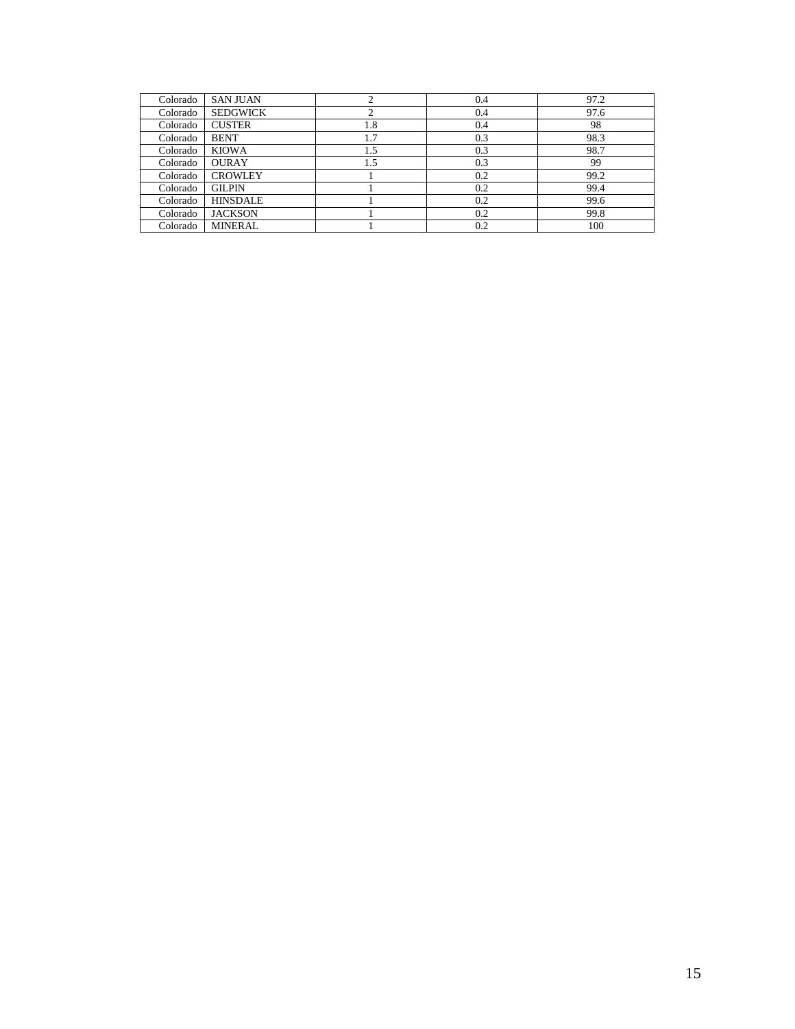| | | | | |
|---|---|---|---|---|
| Colorado | SAN JUAN | 2 | 0.4 | 97.2 |
| Colorado | SEDGWICK | 2 | 0.4 | 97.6 |
| Colorado | CUSTER | 1.8 | 0.4 | 98 |
| Colorado | BENT | 1.7 | 0.3 | 98.3 |
| Colorado | KIOWA | 1.5 | 0.3 | 98.7 |
| Colorado | OURAY | 1.5 | 0.3 | 99 |
| Colorado | CROWLEY | 1 | 0.2 | 99.2 |
| Colorado | GILPIN | 1 | 0.2 | 99.4 |
| Colorado | HINSDALE | 1 | 0.2 | 99.6 |
| Colorado | JACKSON | 1 | 0.2 | 99.8 |
| Colorado | MINERAL | 1 | 0.2 | 100 |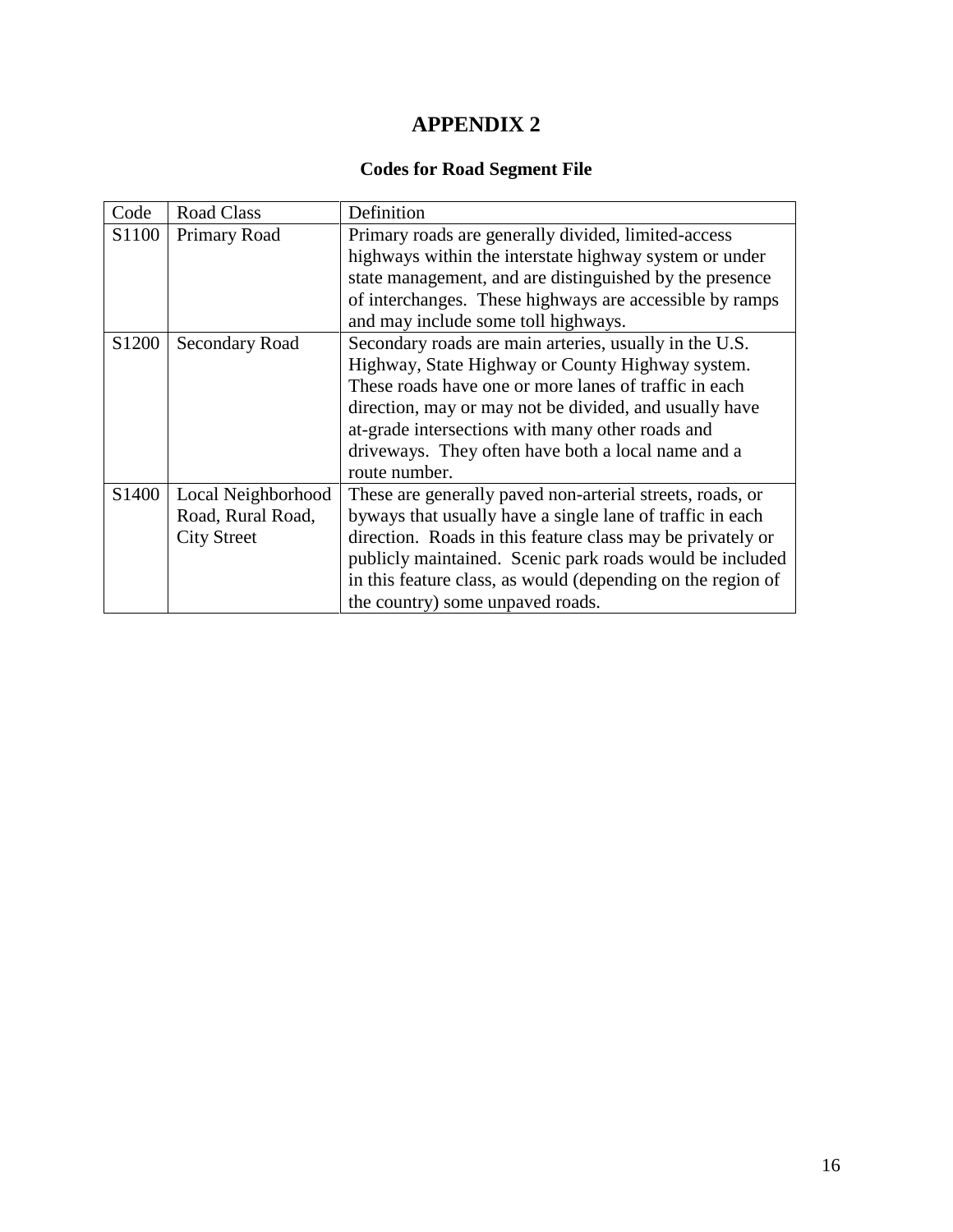# APPENDIX 2

## Codes for Road Segment File

| Code | Road Class | Definition |
| --- | --- | --- |
| S1100 | Primary Road | Primary roads are generally divided, limited-access highways within the interstate highway system or under state management, and are distinguished by the presence of interchanges. These highways are accessible by ramps and may include some toll highways. |
| S1200 | Secondary Road | Secondary roads are main arteries, usually in the U.S. Highway, State Highway or County Highway system. These roads have one or more lanes of traffic in each direction, may or may not be divided, and usually have at-grade intersections with many other roads and driveways. They often have both a local name and a route number. |
| S1400 | Local Neighborhood Road, Rural Road, City Street | These are generally paved non-arterial streets, roads, or byways that usually have a single lane of traffic in each direction. Roads in this feature class may be privately or publicly maintained. Scenic park roads would be included in this feature class, as would (depending on the region of the country) some unpaved roads. |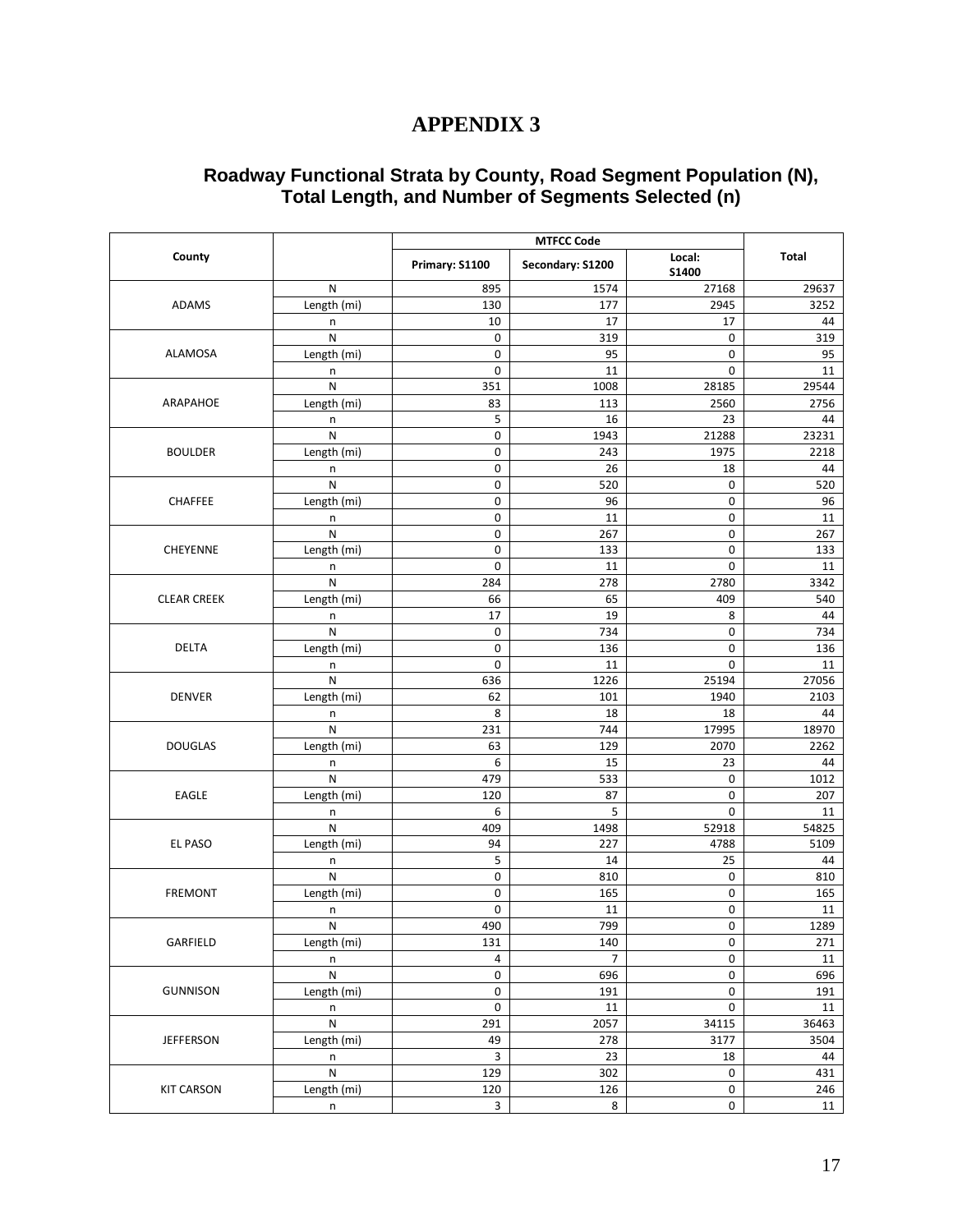# APPENDIX 3

## Roadway Functional Strata by County, Road Segment Population (N), Total Length, and Number of Segments Selected (n)

| County | | MTFCC Code | | | Total |
|---|---|---|---|---|---|
| | | Primary: S1100 | Secondary: S1200 | Local: S1400 | |
| ADAMS | N | 895 | 1574 | 27168 | 29637 |
| | Length (mi) | 130 | 177 | 2945 | 3252 |
| | n | 10 | 17 | 17 | 44 |
| ALAMOSA | N | 0 | 319 | 0 | 319 |
| | Length (mi) | 0 | 95 | 0 | 95 |
| | n | 0 | 11 | 0 | 11 |
| ARAPAHOE | N | 351 | 1008 | 28185 | 29544 |
| | Length (mi) | 83 | 113 | 2560 | 2756 |
| | n | 5 | 16 | 23 | 44 |
| BOULDER | N | 0 | 1943 | 21288 | 23231 |
| | Length (mi) | 0 | 243 | 1975 | 2218 |
| | n | 0 | 26 | 18 | 44 |
| CHAFFEE | N | 0 | 520 | 0 | 520 |
| | Length (mi) | 0 | 96 | 0 | 96 |
| | n | 0 | 11 | 0 | 11 |
| CHEYENNE | N | 0 | 267 | 0 | 267 |
| | Length (mi) | 0 | 133 | 0 | 133 |
| | n | 0 | 11 | 0 | 11 |
| CLEAR CREEK | N | 284 | 278 | 2780 | 3342 |
| | Length (mi) | 66 | 65 | 409 | 540 |
| | n | 17 | 19 | 8 | 44 |
| DELTA | N | 0 | 734 | 0 | 734 |
| | Length (mi) | 0 | 136 | 0 | 136 |
| | n | 0 | 11 | 0 | 11 |
| DENVER | N | 636 | 1226 | 25194 | 27056 |
| | Length (mi) | 62 | 101 | 1940 | 2103 |
| | n | 8 | 18 | 18 | 44 |
| DOUGLAS | N | 231 | 744 | 17995 | 18970 |
| | Length (mi) | 63 | 129 | 2070 | 2262 |
| | n | 6 | 15 | 23 | 44 |
| EAGLE | N | 479 | 533 | 0 | 1012 |
| | Length (mi) | 120 | 87 | 0 | 207 |
| | n | 6 | 5 | 0 | 11 |
| EL PASO | N | 409 | 1498 | 52918 | 54825 |
| | Length (mi) | 94 | 227 | 4788 | 5109 |
| | n | 5 | 14 | 25 | 44 |
| FREMONT | N | 0 | 810 | 0 | 810 |
| | Length (mi) | 0 | 165 | 0 | 165 |
| | n | 0 | 11 | 0 | 11 |
| GARFIELD | N | 490 | 799 | 0 | 1289 |
| | Length (mi) | 131 | 140 | 0 | 271 |
| | n | 4 | 7 | 0 | 11 |
| GUNNISON | N | 0 | 696 | 0 | 696 |
| | Length (mi) | 0 | 191 | 0 | 191 |
| | n | 0 | 11 | 0 | 11 |
| JEFFERSON | N | 291 | 2057 | 34115 | 36463 |
| | Length (mi) | 49 | 278 | 3177 | 3504 |
| | n | 3 | 23 | 18 | 44 |
| KIT CARSON | N | 129 | 302 | 0 | 431 |
| | Length (mi) | 120 | 126 | 0 | 246 |
| | n | 3 | 8 | 0 | 11 |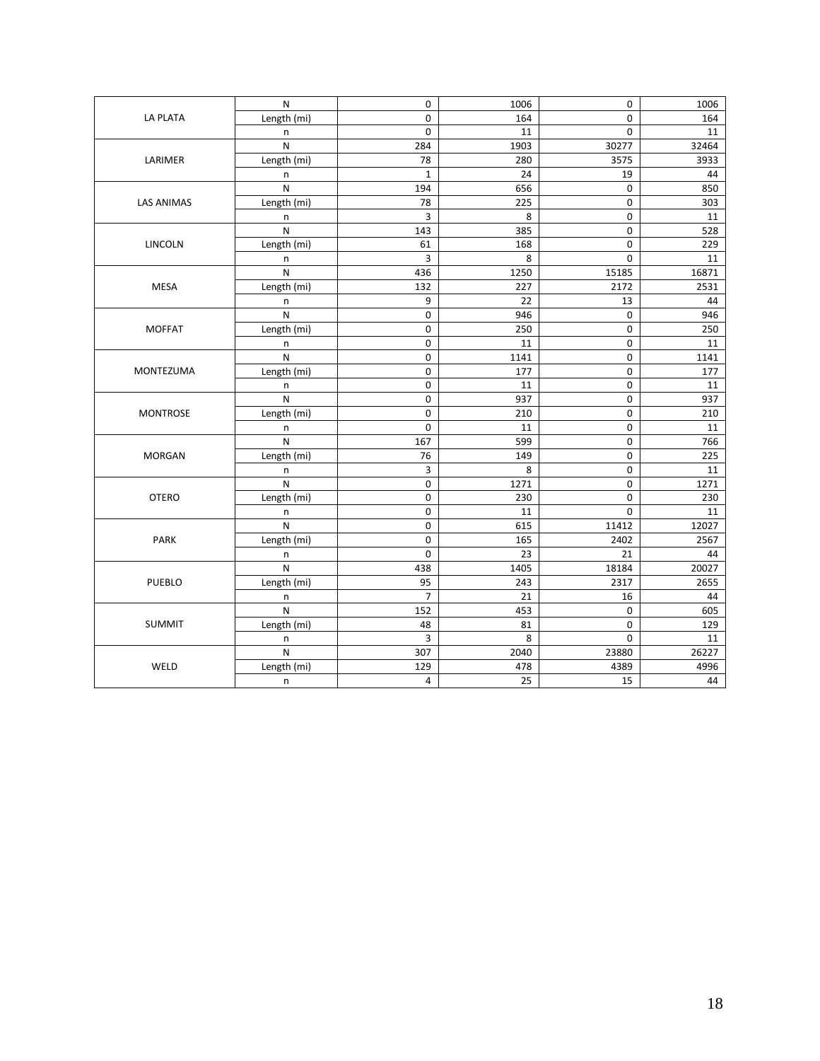| | | | | | |
|---|---|---|---|---|---|
| LA PLATA | N | 0 | 1006 | 0 | 1006 |
| | Length (mi) | 0 | 164 | 0 | 164 |
| | n | 0 | 11 | 0 | 11 |
| LARIMER | N | 284 | 1903 | 30277 | 32464 |
| | Length (mi) | 78 | 280 | 3575 | 3933 |
| | n | 1 | 24 | 19 | 44 |
| LAS ANIMAS | N | 194 | 656 | 0 | 850 |
| | Length (mi) | 78 | 225 | 0 | 303 |
| | n | 3 | 8 | 0 | 11 |
| LINCOLN | N | 143 | 385 | 0 | 528 |
| | Length (mi) | 61 | 168 | 0 | 229 |
| | n | 3 | 8 | 0 | 11 |
| MESA | N | 436 | 1250 | 15185 | 16871 |
| | Length (mi) | 132 | 227 | 2172 | 2531 |
| | n | 9 | 22 | 13 | 44 |
| MOFFAT | N | 0 | 946 | 0 | 946 |
| | Length (mi) | 0 | 250 | 0 | 250 |
| | n | 0 | 11 | 0 | 11 |
| MONTEZUMA | N | 0 | 1141 | 0 | 1141 |
| | Length (mi) | 0 | 177 | 0 | 177 |
| | n | 0 | 11 | 0 | 11 |
| MONTROSE | N | 0 | 937 | 0 | 937 |
| | Length (mi) | 0 | 210 | 0 | 210 |
| | n | 0 | 11 | 0 | 11 |
| MORGAN | N | 167 | 599 | 0 | 766 |
| | Length (mi) | 76 | 149 | 0 | 225 |
| | n | 3 | 8 | 0 | 11 |
| OTERO | N | 0 | 1271 | 0 | 1271 |
| | Length (mi) | 0 | 230 | 0 | 230 |
| | n | 0 | 11 | 0 | 11 |
| PARK | N | 0 | 615 | 11412 | 12027 |
| | Length (mi) | 0 | 165 | 2402 | 2567 |
| | n | 0 | 23 | 21 | 44 |
| PUEBLO | N | 438 | 1405 | 18184 | 20027 |
| | Length (mi) | 95 | 243 | 2317 | 2655 |
| | n | 7 | 21 | 16 | 44 |
| SUMMIT | N | 152 | 453 | 0 | 605 |
| | Length (mi) | 48 | 81 | 0 | 129 |
| | n | 3 | 8 | 0 | 11 |
| WELD | N | 307 | 2040 | 23880 | 26227 |
| | Length (mi) | 129 | 478 | 4389 | 4996 |
| | n | 4 | 25 | 15 | 44 |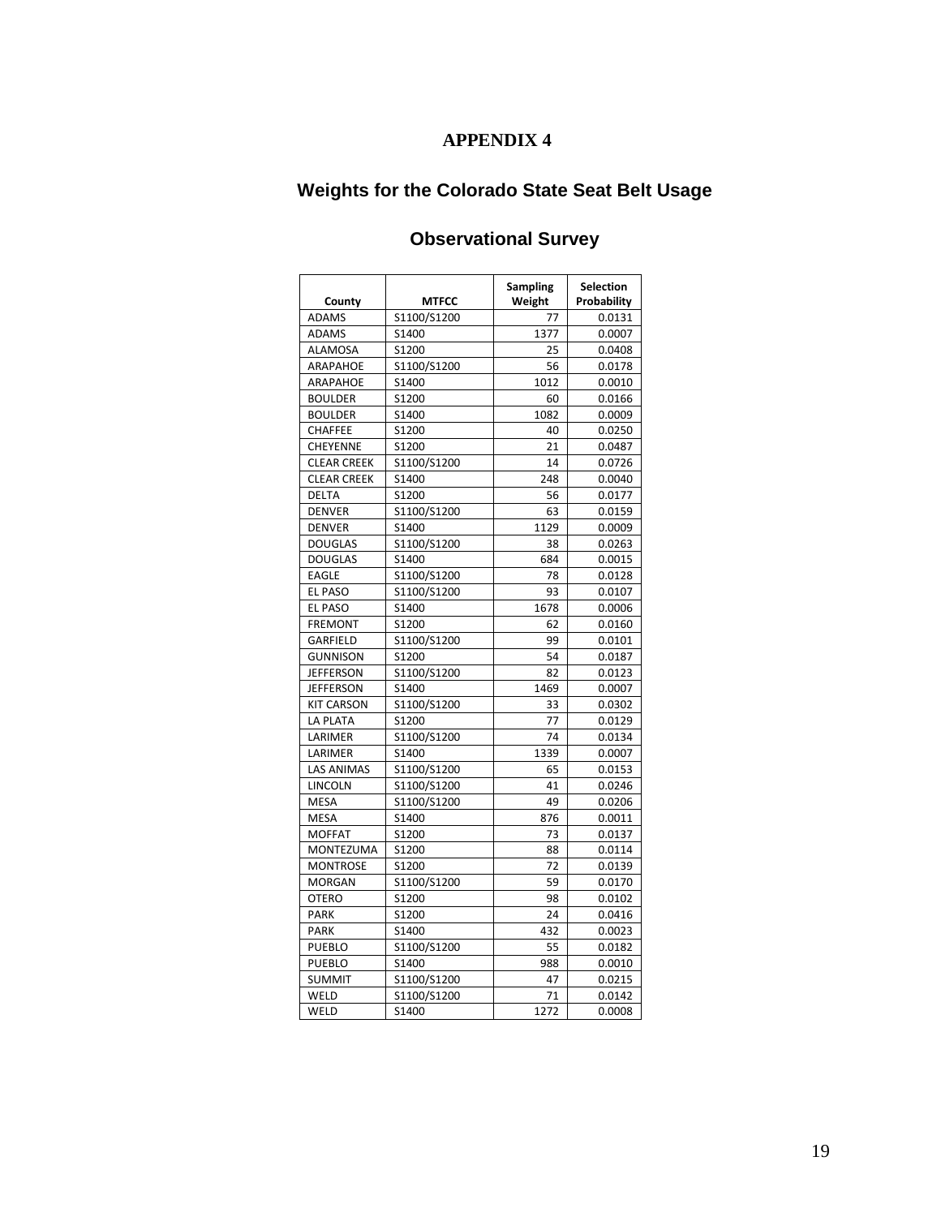# APPENDIX 4

## Weights for the Colorado State Seat Belt Usage

## Observational Survey

| County | MTFCC | Sampling Weight | Selection Probability |
|---|---|---|---|
| ADAMS | S1100/S1200 | 77 | 0.0131 |
| ADAMS | S1400 | 1377 | 0.0007 |
| ALAMOSA | S1200 | 25 | 0.0408 |
| ARAPAHOE | S1100/S1200 | 56 | 0.0178 |
| ARAPAHOE | S1400 | 1012 | 0.0010 |
| BOULDER | S1200 | 60 | 0.0166 |
| BOULDER | S1400 | 1082 | 0.0009 |
| CHAFFEE | S1200 | 40 | 0.0250 |
| CHEYENNE | S1200 | 21 | 0.0487 |
| CLEAR CREEK | S1100/S1200 | 14 | 0.0726 |
| CLEAR CREEK | S1400 | 248 | 0.0040 |
| DELTA | S1200 | 56 | 0.0177 |
| DENVER | S1100/S1200 | 63 | 0.0159 |
| DENVER | S1400 | 1129 | 0.0009 |
| DOUGLAS | S1100/S1200 | 38 | 0.0263 |
| DOUGLAS | S1400 | 684 | 0.0015 |
| EAGLE | S1100/S1200 | 78 | 0.0128 |
| EL PASO | S1100/S1200 | 93 | 0.0107 |
| EL PASO | S1400 | 1678 | 0.0006 |
| FREMONT | S1200 | 62 | 0.0160 |
| GARFIELD | S1100/S1200 | 99 | 0.0101 |
| GUNNISON | S1200 | 54 | 0.0187 |
| JEFFERSON | S1100/S1200 | 82 | 0.0123 |
| JEFFERSON | S1400 | 1469 | 0.0007 |
| KIT CARSON | S1100/S1200 | 33 | 0.0302 |
| LA PLATA | S1200 | 77 | 0.0129 |
| LARIMER | S1100/S1200 | 74 | 0.0134 |
| LARIMER | S1400 | 1339 | 0.0007 |
| LAS ANIMAS | S1100/S1200 | 65 | 0.0153 |
| LINCOLN | S1100/S1200 | 41 | 0.0246 |
| MESA | S1100/S1200 | 49 | 0.0206 |
| MESA | S1400 | 876 | 0.0011 |
| MOFFAT | S1200 | 73 | 0.0137 |
| MONTEZUMA | S1200 | 88 | 0.0114 |
| MONTROSE | S1200 | 72 | 0.0139 |
| MORGAN | S1100/S1200 | 59 | 0.0170 |
| OTERO | S1200 | 98 | 0.0102 |
| PARK | S1200 | 24 | 0.0416 |
| PARK | S1400 | 432 | 0.0023 |
| PUEBLO | S1100/S1200 | 55 | 0.0182 |
| PUEBLO | S1400 | 988 | 0.0010 |
| SUMMIT | S1100/S1200 | 47 | 0.0215 |
| WELD | S1100/S1200 | 71 | 0.0142 |
| WELD | S1400 | 1272 | 0.0008 |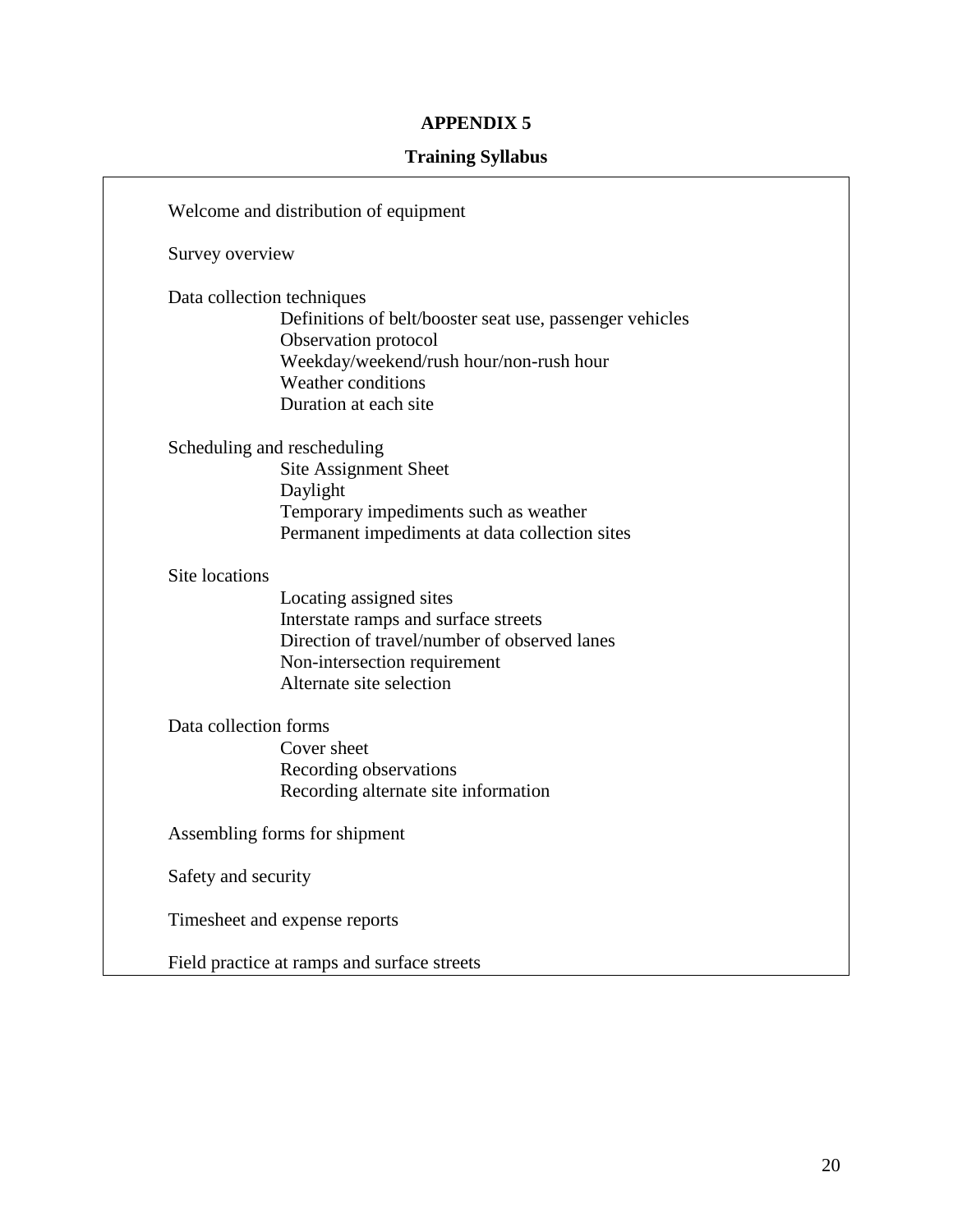# APPENDIX 5

## Training Syllabus

Welcome and distribution of equipment

Survey overview

Data collection techniques

- Definitions of belt/booster seat use, passenger vehicles
- Observation protocol
- Weekday/weekend/rush hour/non-rush hour
- Weather conditions
- Duration at each site

Scheduling and rescheduling

- Site Assignment Sheet
- Daylight
- Temporary impediments such as weather
- Permanent impediments at data collection sites

Site locations

- Locating assigned sites
- Interstate ramps and surface streets
- Direction of travel/number of observed lanes
- Non-intersection requirement
- Alternate site selection

Data collection forms

- Cover sheet
- Recording observations
- Recording alternate site information

Assembling forms for shipment

Safety and security

Timesheet and expense reports

Field practice at ramps and surface streets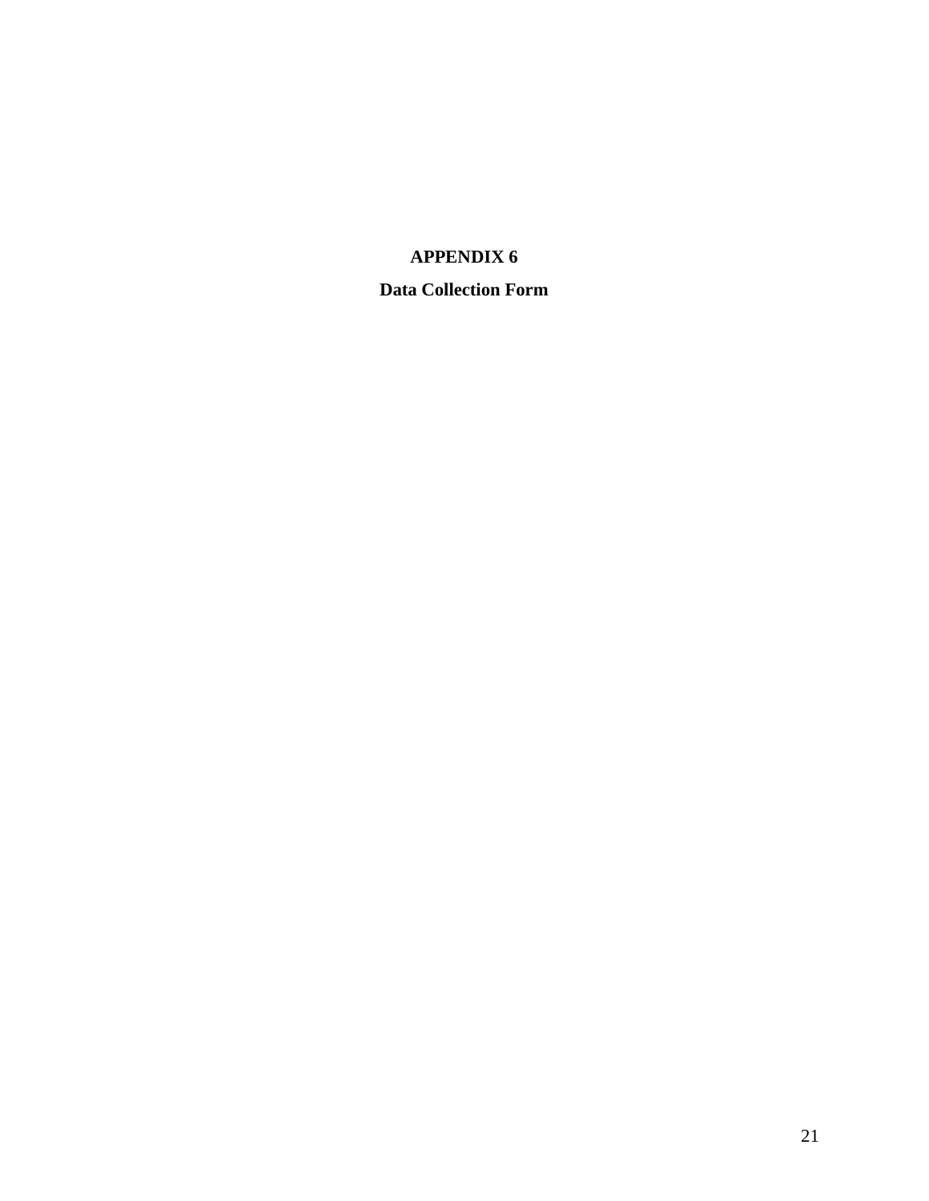# APPENDIX 6

## Data Collection Form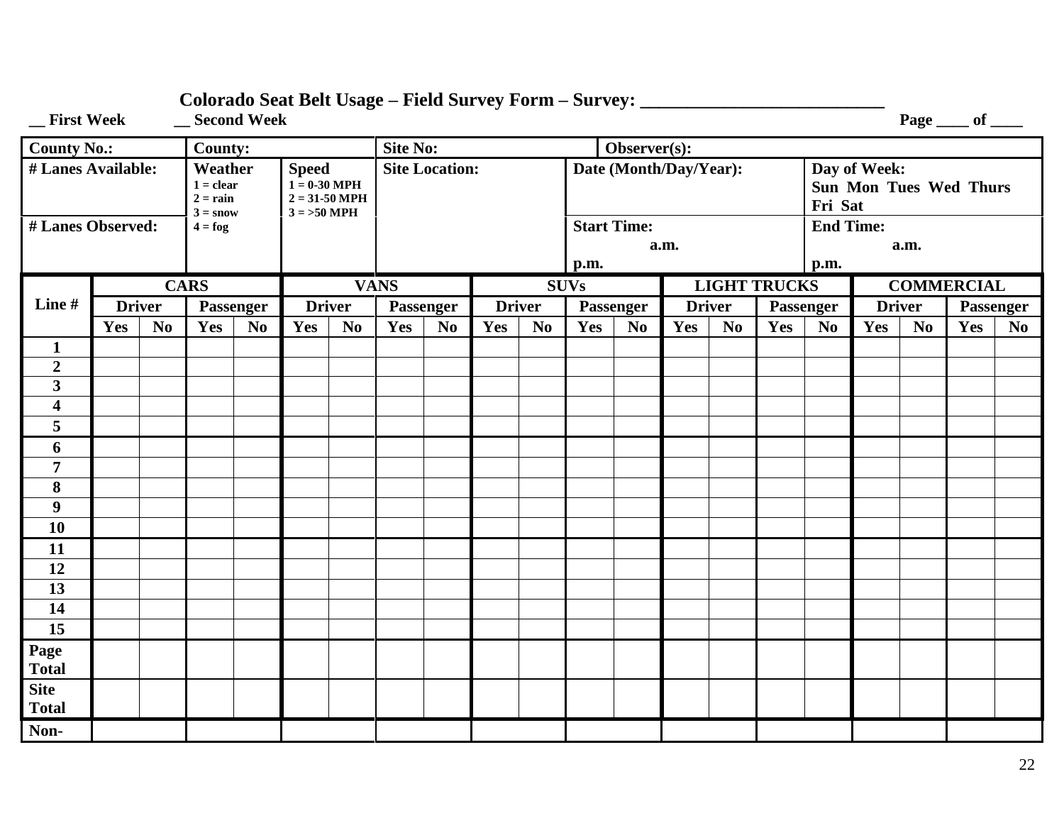# Colorado Seat Belt Usage – Field Survey Form – Survey: __________________________

__ First Week __ Second Week Page ____ of ____

| County No.: | County: | | Site No: | Observer(s): | |
|---|---|---|---|---|---|
| # Lanes Available: | Weather<br>1 = clear<br>2 = rain<br>3 = snow<br>4 = fog | Speed<br>1 = 0-30 MPH<br>2 = 31-50 MPH<br>3 = >50 MPH | Site Location: | Date (Month/Day/Year): | Day of Week:<br>Sun Mon Tues Wed Thurs Fri Sat |
| # Lanes Observed: | | | | Start Time:<br>a.m.<br>p.m. | End Time:<br>a.m.<br>p.m. |

| Line # | CARS | | | | VANS | | | | SUVs | | | | LIGHT TRUCKS | | | | COMMERCIAL | | | |
|---|---|---|---|---|---|---|---|---|---|---|---|---|---|---|---|---|---|---|---|---|
| | Driver | | Passenger | | Driver | | Passenger | | Driver | | Passenger | | Driver | | Passenger | | Driver | | Passenger | |
| | Yes | No | Yes | No | Yes | No | Yes | No | Yes | No | Yes | No | Yes | No | Yes | No | Yes | No | Yes | No |
| 1 | | | | | | | | | | | | | | | | | | | | |
| 2 | | | | | | | | | | | | | | | | | | | | |
| 3 | | | | | | | | | | | | | | | | | | | | |
| 4 | | | | | | | | | | | | | | | | | | | | |
| 5 | | | | | | | | | | | | | | | | | | | | |
| 6 | | | | | | | | | | | | | | | | | | | | |
| 7 | | | | | | | | | | | | | | | | | | | | |
| 8 | | | | | | | | | | | | | | | | | | | | |
| 9 | | | | | | | | | | | | | | | | | | | | |
| 10 | | | | | | | | | | | | | | | | | | | | |
| 11 | | | | | | | | | | | | | | | | | | | | |
| 12 | | | | | | | | | | | | | | | | | | | | |
| 13 | | | | | | | | | | | | | | | | | | | | |
| 14 | | | | | | | | | | | | | | | | | | | | |
| 15 | | | | | | | | | | | | | | | | | | | | |
| Page Total | | | | | | | | | | | | | | | | | | | | |
| Site Total | | | | | | | | | | | | | | | | | | | | |
| Non- | | | | | | | | | | | | | | | | | | | | |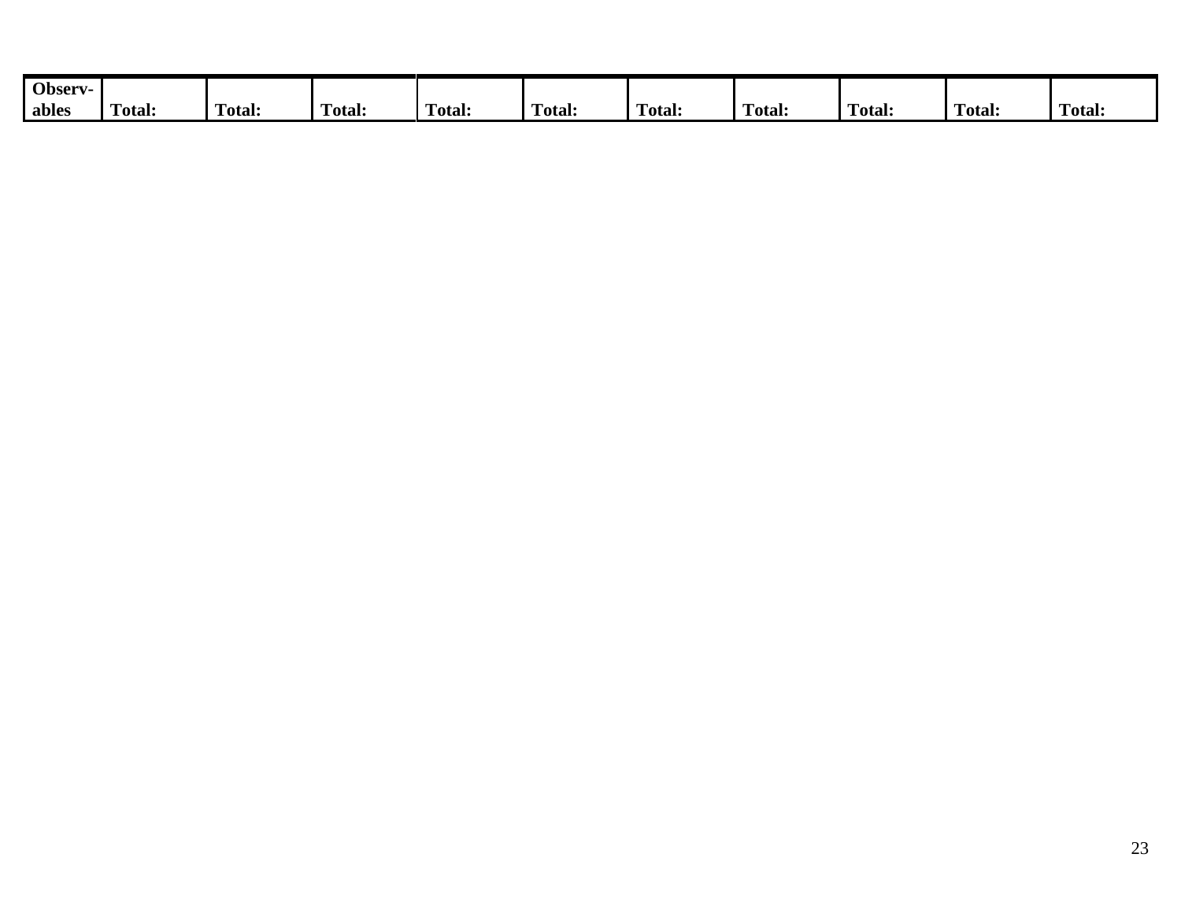| Observ-ables | Total: | Total: | Total: | Total: | Total: | Total: | Total: | Total: | Total: | Total: |
|---|---|---|---|---|---|---|---|---|---|---|